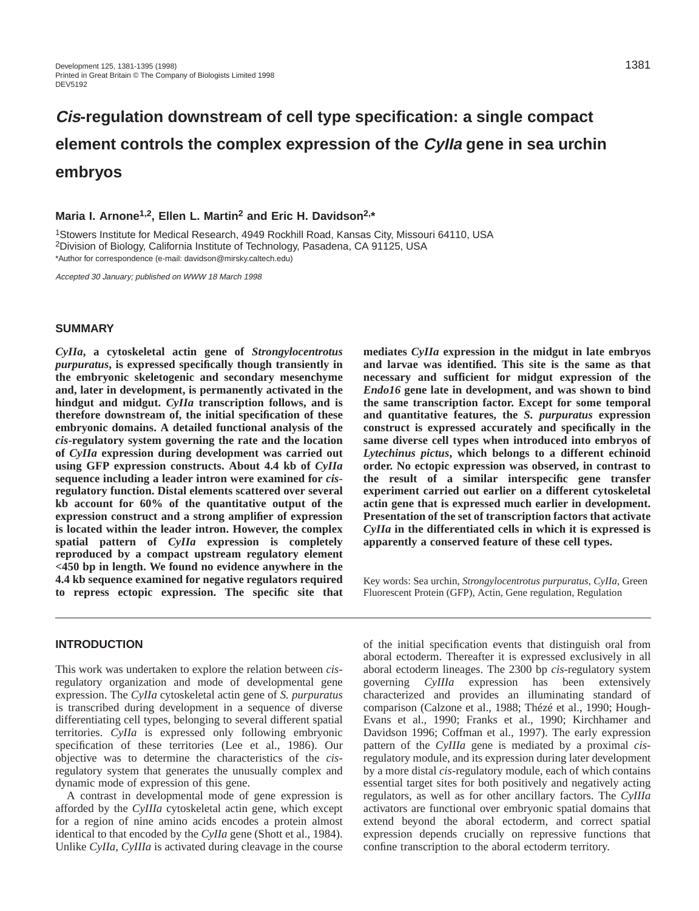# *Cis*-regulation downstream of cell type specification: a single compact element controls the complex expression of the *CyIIa* gene in sea urchin embryos

**Maria I. Arnone[1,2], Ellen L. Martin[2] and Eric H. Davidson[2,*]**

[1]Stowers Institute for Medical Research, 4949 Rockhill Road, Kansas City, Missouri 64110, USA
[2]Division of Biology, California Institute of Technology, Pasadena, CA 91125, USA
*Author for correspondence (e-mail: davidson@mirsky.caltech.edu)

*Accepted 30 January; published on WWW 18 March 1998*

## SUMMARY

***CyIIa*, a cytoskeletal actin gene of *Strongylocentrotus purpuratus*, is expressed specifically though transiently in the embryonic skeletogenic and secondary mesenchyme and, later in development, is permanently activated in the hindgut and midgut. *CyIIa* transcription follows, and is therefore downstream of, the initial specification of these embryonic domains. A detailed functional analysis of the *cis*-regulatory system governing the rate and the location of *CyIIa* expression during development was carried out using GFP expression constructs. About 4.4 kb of *CyIIa* sequence including a leader intron were examined for *cis*-regulatory function. Distal elements scattered over several kb account for 60% of the quantitative output of the expression construct and a strong amplifier of expression is located within the leader intron. However, the complex spatial pattern of *CyIIa* expression is completely reproduced by a compact upstream regulatory element <450 bp in length. We found no evidence anywhere in the 4.4 kb sequence examined for negative regulators required to repress ectopic expression. The specific site that mediates *CyIIa* expression in the midgut in late embryos and larvae was identified. This site is the same as that necessary and sufficient for midgut expression of the *Endo16* gene late in development, and was shown to bind the same transcription factor. Except for some temporal and quantitative features, the *S. purpuratus* expression construct is expressed accurately and specifically in the same diverse cell types when introduced into embryos of *Lytechinus pictus*, which belongs to a different echinoid order. No ectopic expression was observed, in contrast to the result of a similar interspecific gene transfer experiment carried out earlier on a different cytoskeletal actin gene that is expressed much earlier in development. Presentation of the set of transcription factors that activate *CyIIa* in the differentiated cells in which it is expressed is apparently a conserved feature of these cell types.**

Key words: Sea urchin, *Strongylocentrotus purpuratus*, *CyIIa*, Green Fluorescent Protein (GFP), Actin, Gene regulation, Regulation

## INTRODUCTION

This work was undertaken to explore the relation between *cis*-regulatory organization and mode of developmental gene expression. The *CyIIa* cytoskeletal actin gene of *S. purpuratus* is transcribed during development in a sequence of diverse differentiating cell types, belonging to several different spatial territories. *CyIIa* is expressed only following embryonic specification of these territories (Lee et al., 1986). Our objective was to determine the characteristics of the *cis*-regulatory system that generates the unusually complex and dynamic mode of expression of this gene.

A contrast in developmental mode of gene expression is afforded by the *CyIIIa* cytoskeletal actin gene, which except for a region of nine amino acids encodes a protein almost identical to that encoded by the *CyIIa* gene (Shott et al., 1984). Unlike *CyIIa, CyIIIa* is activated during cleavage in the course of the initial specification events that distinguish oral from aboral ectoderm. Thereafter it is expressed exclusively in all aboral ectoderm lineages. The 2300 bp *cis*-regulatory system governing *CyIIIa* expression has been extensively characterized and provides an illuminating standard of comparison (Calzone et al., 1988; Thézé et al., 1990; Hough-Evans et al., 1990; Franks et al., 1990; Kirchhamer and Davidson 1996; Coffman et al., 1997). The early expression pattern of the *CyIIIa* gene is mediated by a proximal *cis*-regulatory module, and its expression during later development by a more distal *cis*-regulatory module, each of which contains essential target sites for both positively and negatively acting regulators, as well as for other ancillary factors. The *CyIIIa* activators are functional over embryonic spatial domains that extend beyond the aboral ectoderm, and correct spatial expression depends crucially on repressive functions that confine transcription to the aboral ectoderm territory.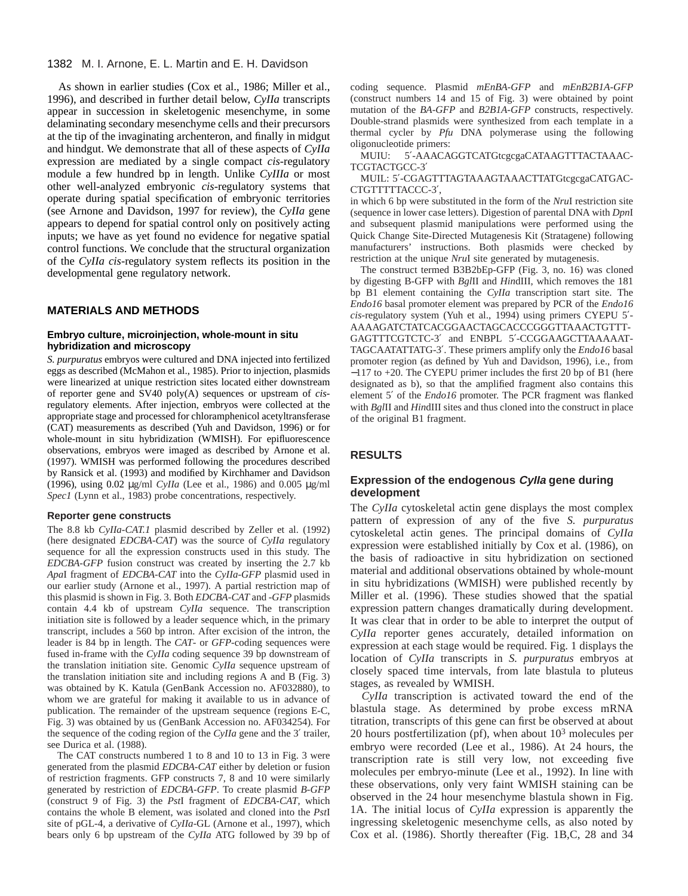As shown in earlier studies (Cox et al., 1986; Miller et al., 1996), and described in further detail below, *CyIIa* transcripts appear in succession in skeletogenic mesenchyme, in some delaminating secondary mesenchyme cells and their precursors at the tip of the invaginating archenteron, and finally in midgut and hindgut. We demonstrate that all of these aspects of *CyIIa* expression are mediated by a single compact *cis*-regulatory module a few hundred bp in length. Unlike *CyIIIa* or most other well-analyzed embryonic *cis*-regulatory systems that operate during spatial specification of embryonic territories (see Arnone and Davidson, 1997 for review), the *CyIIa* gene appears to depend for spatial control only on positively acting inputs; we have as yet found no evidence for negative spatial control functions. We conclude that the structural organization of the *CyIIa cis*-regulatory system reflects its position in the developmental gene regulatory network.

## MATERIALS AND METHODS

### Embryo culture, microinjection, whole-mount in situ hybridization and microscopy

*S. purpuratus* embryos were cultured and DNA injected into fertilized eggs as described (McMahon et al., 1985). Prior to injection, plasmids were linearized at unique restriction sites located either downstream of reporter gene and SV40 poly(A) sequences or upstream of *cis*-regulatory elements. After injection, embryos were collected at the appropriate stage and processed for chloramphenicol acetyltransferase (CAT) measurements as described (Yuh and Davidson, 1996) or for whole-mount in situ hybridization (WMISH). For epifluorescence observations, embryos were imaged as described by Arnone et al. (1997). WMISH was performed following the procedures described by Ransick et al. (1993) and modified by Kirchhamer and Davidson (1996), using 0.02 μg/ml *CyIIa* (Lee et al., 1986) and 0.005 μg/ml *Spec1* (Lynn et al., 1983) probe concentrations, respectively.

### Reporter gene constructs

The 8.8 kb *CyIIa-CAT.1* plasmid described by Zeller et al. (1992) (here designated *EDCBA-CAT*) was the source of *CyIIa* regulatory sequence for all the expression constructs used in this study. The *EDCBA-GFP* fusion construct was created by inserting the 2.7 kb *Apa*I fragment of *EDCBA-CAT* into the *CyIIa-GFP* plasmid used in our earlier study (Arnone et al., 1997). A partial restriction map of this plasmid is shown in Fig. 3. Both *EDCBA-CAT* and *-GFP* plasmids contain 4.4 kb of upstream *CyIIa* sequence. The transcription initiation site is followed by a leader sequence which, in the primary transcript, includes a 560 bp intron. After excision of the intron, the leader is 84 bp in length. The *CAT*- or *GFP*-coding sequences were fused in-frame with the *CyIIa* coding sequence 39 bp downstream of the translation initiation site. Genomic *CyIIa* sequence upstream of the translation initiation site and including regions A and B (Fig. 3) was obtained by K. Katula (GenBank Accession no. AF032880), to whom we are grateful for making it available to us in advance of publication. The remainder of the upstream sequence (regions E-C, Fig. 3) was obtained by us (GenBank Accession no. AF034254). For the sequence of the coding region of the *CyIIa* gene and the 3′ trailer, see Durica et al. (1988).

The CAT constructs numbered 1 to 8 and 10 to 13 in Fig. 3 were generated from the plasmid *EDCBA-CAT* either by deletion or fusion of restriction fragments. GFP constructs 7, 8 and 10 were similarly generated by restriction of *EDCBA-GFP*. To create plasmid *B-GFP* (construct 9 of Fig. 3) the *Pst*I fragment of *EDCBA-CAT*, which contains the whole B element, was isolated and cloned into the *Pst*I site of pGL-4, a derivative of *CyIIa*-GL (Arnone et al., 1997), which bears only 6 bp upstream of the *CyIIa* ATG followed by 39 bp of coding sequence. Plasmid *mEnBA-GFP* and *mEnB2B1A-GFP* (construct numbers 14 and 15 of Fig. 3) were obtained by point mutation of the *BA-GFP* and *B2B1A-GFP* constructs, respectively. Double-strand plasmids were synthesized from each template in a thermal cycler by *Pfu* DNA polymerase using the following oligonucleotide primers:

MUIU: 5′-AAACAGGTCATGtcgcgaCATAAGTTTACTAAAC-TCGTACTGCC-3′

MUIL: 5′-CGAGTTTAGTAAAGTAAACTTATGtcgcgaCATGAC-CTGTTTTTACCC-3′,

in which 6 bp were substituted in the form of the *Nru*I restriction site (sequence in lower case letters). Digestion of parental DNA with *Dpn*I and subsequent plasmid manipulations were performed using the Quick Change Site-Directed Mutagenesis Kit (Stratagene) following manufacturers' instructions. Both plasmids were checked by restriction at the unique *Nru*I site generated by mutagenesis.

The construct termed B3B2bEp-GFP (Fig. 3, no. 16) was cloned by digesting B-GFP with *Bgl*II and *Hin*dIII, which removes the 181 bp B1 element containing the *CyIIa* transcription start site. The *Endo16* basal promoter element was prepared by PCR of the *Endo16 cis*-regulatory system (Yuh et al., 1994) using primers CYEPU 5′-AAAAGATCTATCACGGAACTAGCACCCGGGTTAAACTGTTT-GAGTTTCGTCTC-3′ and ENBPL 5′-CCGGAAGCTTAAAAAT-TAGCAATATTATG-3′. These primers amplify only the *Endo16* basal promoter region (as defined by Yuh and Davidson, 1996), i.e., from −117 to +20. The CYEPU primer includes the first 20 bp of B1 (here designated as b), so that the amplified fragment also contains this element 5′ of the *Endo16* promoter. The PCR fragment was flanked with *Bgl*II and *Hin*dIII sites and thus cloned into the construct in place of the original B1 fragment.

## RESULTS

### Expression of the endogenous *CyIIa* gene during development

The *CyIIa* cytoskeletal actin gene displays the most complex pattern of expression of any of the five *S. purpuratus* cytoskeletal actin genes. The principal domains of *CyIIa* expression were established initially by Cox et al. (1986), on the basis of radioactive in situ hybridization on sectioned material and additional observations obtained by whole-mount in situ hybridizations (WMISH) were published recently by Miller et al. (1996). These studies showed that the spatial expression pattern changes dramatically during development. It was clear that in order to be able to interpret the output of *CyIIa* reporter genes accurately, detailed information on expression at each stage would be required. Fig. 1 displays the location of *CyIIa* transcripts in *S. purpuratus* embryos at closely spaced time intervals, from late blastula to pluteus stages, as revealed by WMISH.

*CyIIa* transcription is activated toward the end of the blastula stage. As determined by probe excess mRNA titration, transcripts of this gene can first be observed at about 20 hours postfertilization (pf), when about $10^3$ molecules per embryo were recorded (Lee et al., 1986). At 24 hours, the transcription rate is still very low, not exceeding five molecules per embryo-minute (Lee et al., 1992). In line with these observations, only very faint WMISH staining can be observed in the 24 hour mesenchyme blastula shown in Fig. 1A. The initial locus of *CyIIa* expression is apparently the ingressing skeletogenic mesenchyme cells, as also noted by Cox et al. (1986). Shortly thereafter (Fig. 1B,C, 28 and 34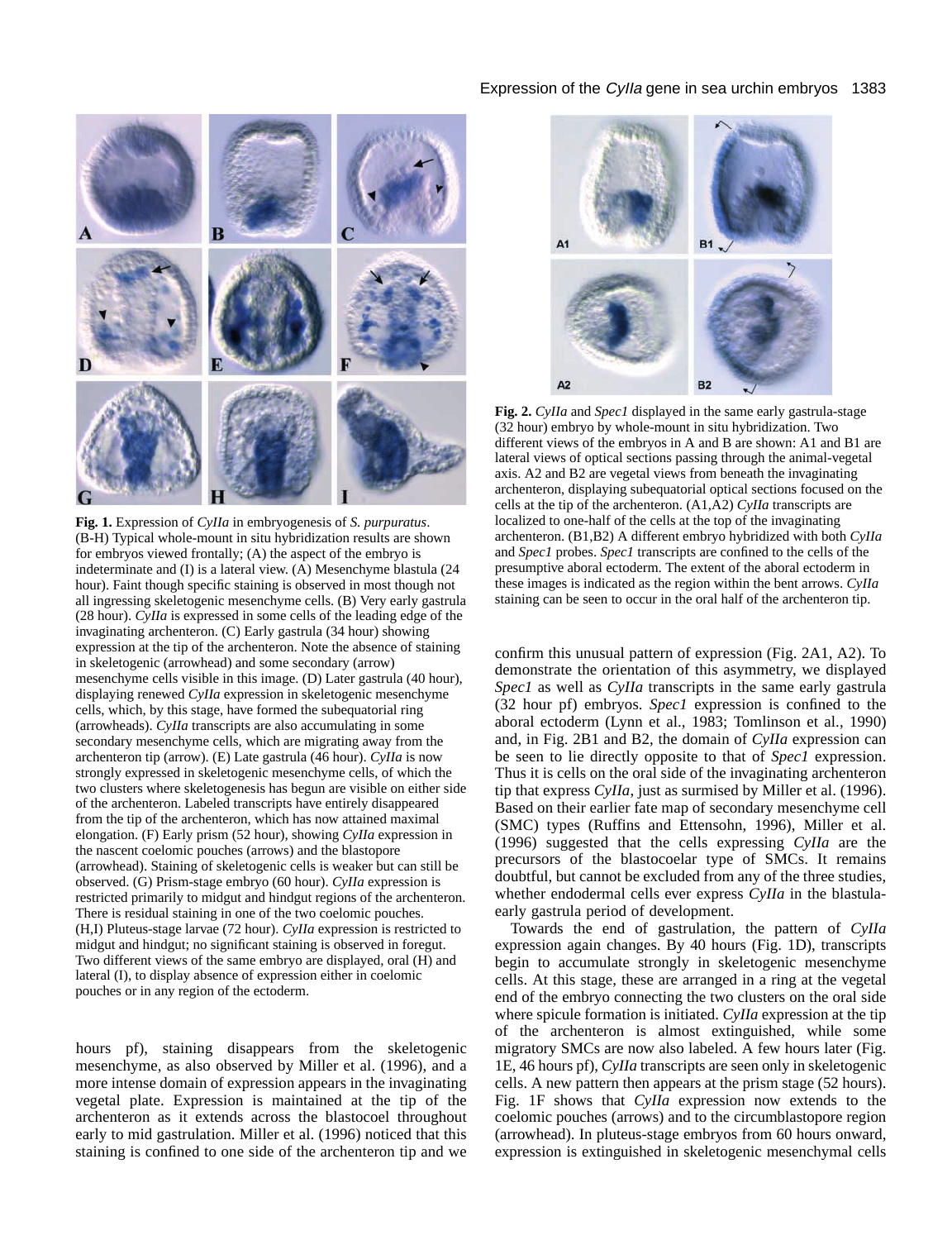**Fig. 1.** Expression of *CyIIa* in embryogenesis of *S. purpuratus*. (B-H) Typical whole-mount in situ hybridization results are shown for embryos viewed frontally; (A) the aspect of the embryo is indeterminate and (I) is a lateral view. (A) Mesenchyme blastula (24 hour). Faint though specific staining is observed in most though not all ingressing skeletogenic mesenchyme cells. (B) Very early gastrula (28 hour). *CyIIa* is expressed in some cells of the leading edge of the invaginating archenteron. (C) Early gastrula (34 hour) showing expression at the tip of the archenteron. Note the absence of staining in skeletogenic (arrowhead) and some secondary (arrow) mesenchyme cells visible in this image. (D) Later gastrula (40 hour), displaying renewed *CyIIa* expression in skeletogenic mesenchyme cells, which, by this stage, have formed the subequatorial ring (arrowheads). *CyIIa* transcripts are also accumulating in some secondary mesenchyme cells, which are migrating away from the archenteron tip (arrow). (E) Late gastrula (46 hour). *CyIIa* is now strongly expressed in skeletogenic mesenchyme cells, of which the two clusters where skeletogenesis has begun are visible on either side of the archenteron. Labeled transcripts have entirely disappeared from the tip of the archenteron, which has now attained maximal elongation. (F) Early prism (52 hour), showing *CyIIa* expression in the nascent coelomic pouches (arrows) and the blastopore (arrowhead). Staining of skeletogenic cells is weaker but can still be observed. (G) Prism-stage embryo (60 hour). *CyIIa* expression is restricted primarily to midgut and hindgut regions of the archenteron. There is residual staining in one of the two coelomic pouches. (H,I) Pluteus-stage larvae (72 hour). *CyIIa* expression is restricted to midgut and hindgut; no significant staining is observed in foregut. Two different views of the same embryo are displayed, oral (H) and lateral (I), to display absence of expression either in coelomic pouches or in any region of the ectoderm.

**Fig. 2.** *CyIIa* and *Spec1* displayed in the same early gastrula-stage (32 hour) embryo by whole-mount in situ hybridization. Two different views of the embryos in A and B are shown: A1 and B1 are lateral views of optical sections passing through the animal-vegetal axis. A2 and B2 are vegetal views from beneath the invaginating archenteron, displaying subequatorial optical sections focused on the cells at the tip of the archenteron. (A1,A2) *CyIIa* transcripts are localized to one-half of the cells at the top of the invaginating archenteron. (B1,B2) A different embryo hybridized with both *CyIIa* and *Spec1* probes. *Spec1* transcripts are confined to the cells of the presumptive aboral ectoderm. The extent of the aboral ectoderm in these images is indicated as the region within the bent arrows. *CyIIa* staining can be seen to occur in the oral half of the archenteron tip.

hours pf), staining disappears from the skeletogenic mesenchyme, as also observed by Miller et al. (1996), and a more intense domain of expression appears in the invaginating vegetal plate. Expression is maintained at the tip of the archenteron as it extends across the blastocoel throughout early to mid gastrulation. Miller et al. (1996) noticed that this staining is confined to one side of the archenteron tip and we confirm this unusual pattern of expression (Fig. 2A1, A2). To demonstrate the orientation of this asymmetry, we displayed *Spec1* as well as *CyIIa* transcripts in the same early gastrula (32 hour pf) embryos. *Spec1* expression is confined to the aboral ectoderm (Lynn et al., 1983; Tomlinson et al., 1990) and, in Fig. 2B1 and B2, the domain of *CyIIa* expression can be seen to lie directly opposite to that of *Spec1* expression. Thus it is cells on the oral side of the invaginating archenteron tip that express *CyIIa*, just as surmised by Miller et al. (1996). Based on their earlier fate map of secondary mesenchyme cell (SMC) types (Ruffins and Ettensohn, 1996), Miller et al. (1996) suggested that the cells expressing *CyIIa* are the precursors of the blastocoelar type of SMCs. It remains doubtful, but cannot be excluded from any of the three studies, whether endodermal cells ever express *CyIIa* in the blastula-early gastrula period of development.

Towards the end of gastrulation, the pattern of *CyIIa* expression again changes. By 40 hours (Fig. 1D), transcripts begin to accumulate strongly in skeletogenic mesenchyme cells. At this stage, these are arranged in a ring at the vegetal end of the embryo connecting the two clusters on the oral side where spicule formation is initiated. *CyIIa* expression at the tip of the archenteron is almost extinguished, while some migratory SMCs are now also labeled. A few hours later (Fig. 1E, 46 hours pf), *CyIIa* transcripts are seen only in skeletogenic cells. A new pattern then appears at the prism stage (52 hours). Fig. 1F shows that *CyIIa* expression now extends to the coelomic pouches (arrows) and to the circumblastopore region (arrowhead). In pluteus-stage embryos from 60 hours onward, expression is extinguished in skeletogenic mesenchymal cells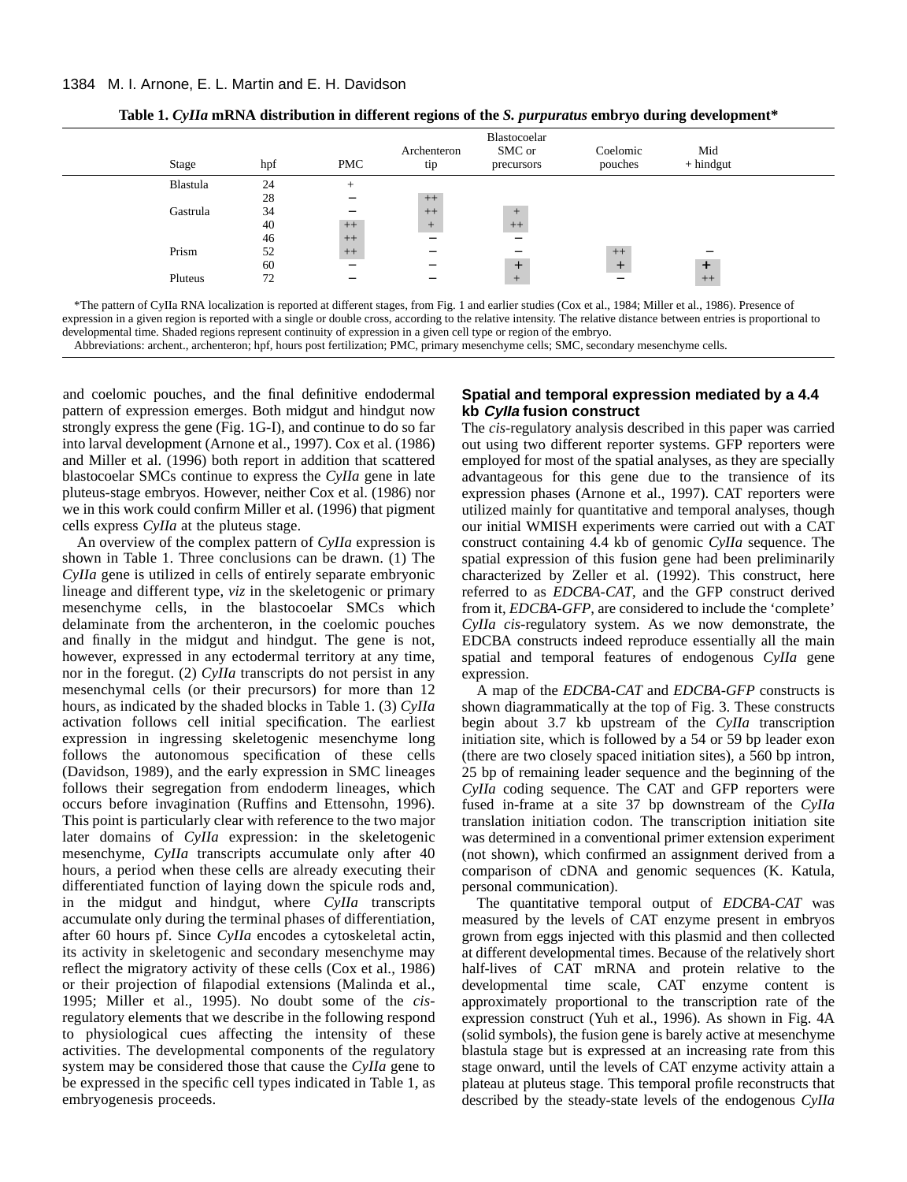**Table 1. *CyIIa* mRNA distribution in different regions of the *S. purpuratus* embryo during development***

| Stage | hpf | PMC | Archenteron tip | Blastocoelar SMC or precursors | Coelomic pouches | Mid + hindgut |
|---|---|---|---|---|---|---|
| Blastula | 24 | + | | | | |
| | 28 | − | ++ | | | |
| Gastrula | 34 | − | ++ | + | | |
| | 40 | ++ | + | ++ | | |
| | 46 | ++ | − | − | | |
| Prism | 52 | ++ | − | − | ++ | − |
| | 60 | − | − | + | + | + |
| Pluteus | 72 | − | − | + | − | ++ |

*The pattern of CyIIa RNA localization is reported at different stages, from Fig. 1 and earlier studies (Cox et al., 1984; Miller et al., 1986). Presence of expression in a given region is reported with a single or double cross, according to the relative intensity. The relative distance between entries is proportional to developmental time. Shaded regions represent continuity of expression in a given cell type or region of the embryo.

Abbreviations: archent., archenteron; hpf, hours post fertilization; PMC, primary mesenchyme cells; SMC, secondary mesenchyme cells.

and coelomic pouches, and the final definitive endodermal pattern of expression emerges. Both midgut and hindgut now strongly express the gene (Fig. 1G-I), and continue to do so far into larval development (Arnone et al., 1997). Cox et al. (1986) and Miller et al. (1996) both report in addition that scattered blastocoelar SMCs continue to express the *CyIIa* gene in late pluteus-stage embryos. However, neither Cox et al. (1986) nor we in this work could confirm Miller et al. (1996) that pigment cells express *CyIIa* at the pluteus stage.

An overview of the complex pattern of *CyIIa* expression is shown in Table 1. Three conclusions can be drawn. (1) The *CyIIa* gene is utilized in cells of entirely separate embryonic lineage and different type, *viz* in the skeletogenic or primary mesenchyme cells, in the blastocoelar SMCs which delaminate from the archenteron, in the coelomic pouches and finally in the midgut and hindgut. The gene is not, however, expressed in any ectodermal territory at any time, nor in the foregut. (2) *CyIIa* transcripts do not persist in any mesenchymal cells (or their precursors) for more than 12 hours, as indicated by the shaded blocks in Table 1. (3) *CyIIa* activation follows cell initial specification. The earliest expression in ingressing skeletogenic mesenchyme long follows the autonomous specification of these cells (Davidson, 1989), and the early expression in SMC lineages follows their segregation from endoderm lineages, which occurs before invagination (Ruffins and Ettensohn, 1996). This point is particularly clear with reference to the two major later domains of *CyIIa* expression: in the skeletogenic mesenchyme, *CyIIa* transcripts accumulate only after 40 hours, a period when these cells are already executing their differentiated function of laying down the spicule rods and, in the midgut and hindgut, where *CyIIa* transcripts accumulate only during the terminal phases of differentiation, after 60 hours pf. Since *CyIIa* encodes a cytoskeletal actin, its activity in skeletogenic and secondary mesenchyme may reflect the migratory activity of these cells (Cox et al., 1986) or their projection of filapodial extensions (Malinda et al., 1995; Miller et al., 1995). No doubt some of the *cis*-regulatory elements that we describe in the following respond to physiological cues affecting the intensity of these activities. The developmental components of the regulatory system may be considered those that cause the *CyIIa* gene to be expressed in the specific cell types indicated in Table 1, as embryogenesis proceeds.

## Spatial and temporal expression mediated by a 4.4 kb *CyIIa* fusion construct

The *cis*-regulatory analysis described in this paper was carried out using two different reporter systems. GFP reporters were employed for most of the spatial analyses, as they are specially advantageous for this gene due to the transience of its expression phases (Arnone et al., 1997). CAT reporters were utilized mainly for quantitative and temporal analyses, though our initial WMISH experiments were carried out with a CAT construct containing 4.4 kb of genomic *CyIIa* sequence. The spatial expression of this fusion gene had been preliminarily characterized by Zeller et al. (1992). This construct, here referred to as *EDCBA-CAT*, and the GFP construct derived from it, *EDCBA-GFP*, are considered to include the 'complete' *CyIIa cis*-regulatory system. As we now demonstrate, the EDCBA constructs indeed reproduce essentially all the main spatial and temporal features of endogenous *CyIIa* gene expression.

A map of the *EDCBA-CAT* and *EDCBA-GFP* constructs is shown diagrammatically at the top of Fig. 3. These constructs begin about 3.7 kb upstream of the *CyIIa* transcription initiation site, which is followed by a 54 or 59 bp leader exon (there are two closely spaced initiation sites), a 560 bp intron, 25 bp of remaining leader sequence and the beginning of the *CyIIa* coding sequence. The CAT and GFP reporters were fused in-frame at a site 37 bp downstream of the *CyIIa* translation initiation codon. The transcription initiation site was determined in a conventional primer extension experiment (not shown), which confirmed an assignment derived from a comparison of cDNA and genomic sequences (K. Katula, personal communication).

The quantitative temporal output of *EDCBA-CAT* was measured by the levels of CAT enzyme present in embryos grown from eggs injected with this plasmid and then collected at different developmental times. Because of the relatively short half-lives of CAT mRNA and protein relative to the developmental time scale, CAT enzyme content is approximately proportional to the transcription rate of the expression construct (Yuh et al., 1996). As shown in Fig. 4A (solid symbols), the fusion gene is barely active at mesenchyme blastula stage but is expressed at an increasing rate from this stage onward, until the levels of CAT enzyme activity attain a plateau at pluteus stage. This temporal profile reconstructs that described by the steady-state levels of the endogenous *CyIIa*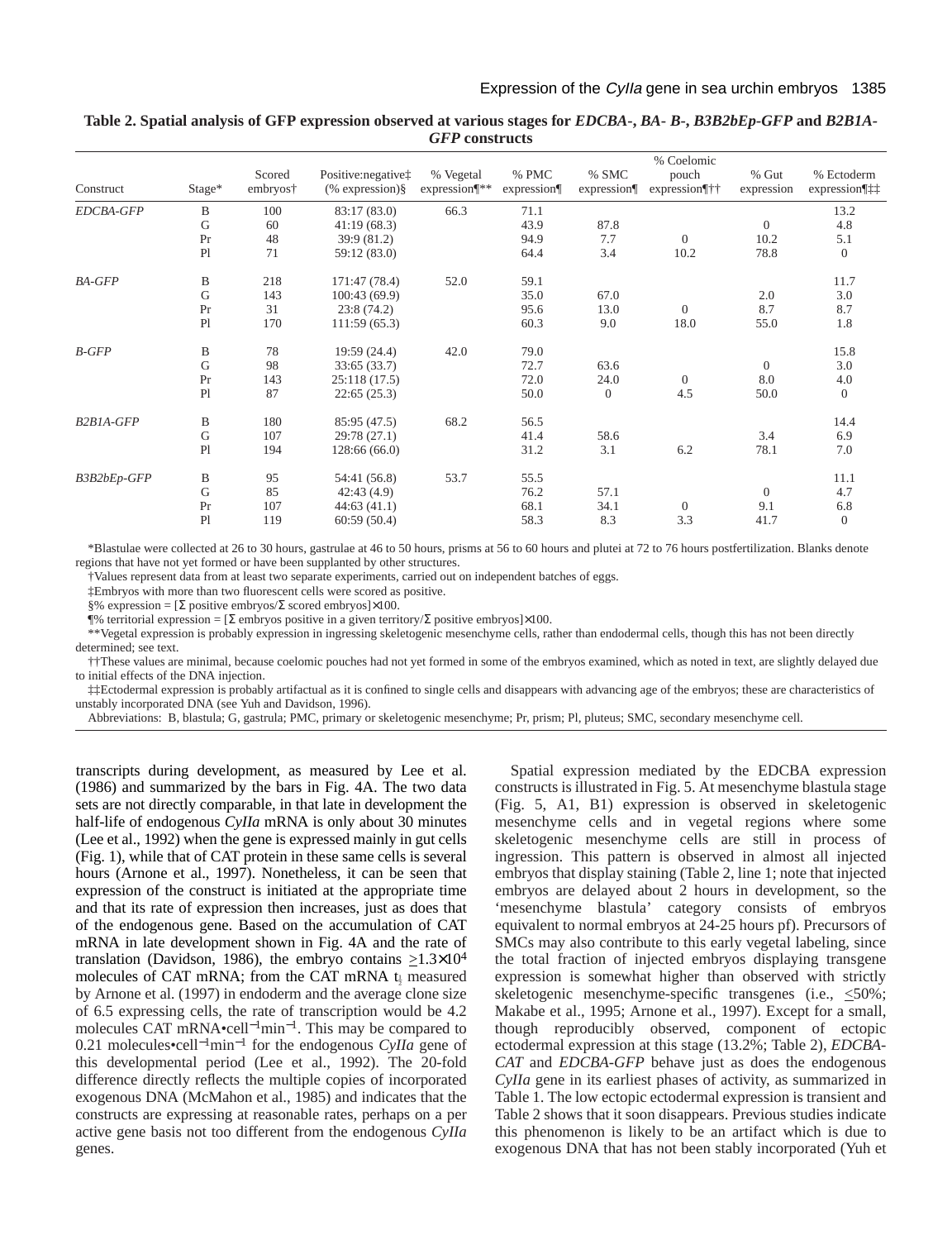**Table 2. Spatial analysis of GFP expression observed at various stages for *EDCBA-*, *BA- B-*, *B3B2bEp-GFP* and *B2B1A-GFP* constructs**

| Construct | Stage* | Scored embryos† | Positive:negative‡ (% expression)§ | % Vegetal expression¶** | % PMC expression¶ | % SMC expression¶ | % Coelomic pouch expression¶†† | % Gut expression | % Ectoderm expression¶‡‡ |
|---|---|---|---|---|---|---|---|---|---|
| *EDCBA-GFP* | B | 100 | 83:17 (83.0) | 66.3 | 71.1 | | | | 13.2 |
| | G | 60 | 41:19 (68.3) | | 43.9 | 87.8 | | 0 | 4.8 |
| | Pr | 48 | 39:9 (81.2) | | 94.9 | 7.7 | 0 | 10.2 | 5.1 |
| | Pl | 71 | 59:12 (83.0) | | 64.4 | 3.4 | 10.2 | 78.8 | 0 |
| *BA-GFP* | B | 218 | 171:47 (78.4) | 52.0 | 59.1 | | | | 11.7 |
| | G | 143 | 100:43 (69.9) | | 35.0 | 67.0 | | 2.0 | 3.0 |
| | Pr | 31 | 23:8 (74.2) | | 95.6 | 13.0 | 0 | 8.7 | 8.7 |
| | Pl | 170 | 111:59 (65.3) | | 60.3 | 9.0 | 18.0 | 55.0 | 1.8 |
| *B-GFP* | B | 78 | 19:59 (24.4) | 42.0 | 79.0 | | | | 15.8 |
| | G | 98 | 33:65 (33.7) | | 72.7 | 63.6 | | 0 | 3.0 |
| | Pr | 143 | 25:118 (17.5) | | 72.0 | 24.0 | 0 | 8.0 | 4.0 |
| | Pl | 87 | 22:65 (25.3) | | 50.0 | 0 | 4.5 | 50.0 | 0 |
| *B2B1A-GFP* | B | 180 | 85:95 (47.5) | 68.2 | 56.5 | | | | 14.4 |
| | G | 107 | 29:78 (27.1) | | 41.4 | 58.6 | | 3.4 | 6.9 |
| | Pl | 194 | 128:66 (66.0) | | 31.2 | 3.1 | 6.2 | 78.1 | 7.0 |
| *B3B2bEp-GFP* | B | 95 | 54:41 (56.8) | 53.7 | 55.5 | | | | 11.1 |
| | G | 85 | 42:43 (4.9) | | 76.2 | 57.1 | | 0 | 4.7 |
| | Pr | 107 | 44:63 (41.1) | | 68.1 | 34.1 | 0 | 9.1 | 6.8 |
| | Pl | 119 | 60:59 (50.4) | | 58.3 | 8.3 | 3.3 | 41.7 | 0 |

*Blastulae were collected at 26 to 30 hours, gastrulae at 46 to 50 hours, prisms at 56 to 60 hours and plutei at 72 to 76 hours postfertilization. Blanks denote regions that have not yet formed or have been supplanted by other structures.

†Values represent data from at least two separate experiments, carried out on independent batches of eggs.

‡Embryos with more than two fluorescent cells were scored as positive.

§% expression = [Σ positive embryos/Σ scored embryos]×100.

¶% territorial expression = [Σ embryos positive in a given territory/Σ positive embryos]×100.

**Vegetal expression is probably expression in ingressing skeletogenic mesenchyme cells, rather than endodermal cells, though this has not been directly determined; see text.

††These values are minimal, because coelomic pouches had not yet formed in some of the embryos examined, which as noted in text, are slightly delayed due to initial effects of the DNA injection.

‡‡Ectodermal expression is probably artifactual as it is confined to single cells and disappears with advancing age of the embryos; these are characteristics of unstably incorporated DNA (see Yuh and Davidson, 1996).

Abbreviations: B, blastula; G, gastrula; PMC, primary or skeletogenic mesenchyme; Pr, prism; Pl, pluteus; SMC, secondary mesenchyme cell.

transcripts during development, as measured by Lee et al. (1986) and summarized by the bars in Fig. 4A. The two data sets are not directly comparable, in that late in development the half-life of endogenous *CyIIa* mRNA is only about 30 minutes (Lee et al., 1992) when the gene is expressed mainly in gut cells (Fig. 1), while that of CAT protein in these same cells is several hours (Arnone et al., 1997). Nonetheless, it can be seen that expression of the construct is initiated at the appropriate time and that its rate of expression then increases, just as does that of the endogenous gene. Based on the accumulation of CAT mRNA in late development shown in Fig. 4A and the rate of translation (Davidson, 1986), the embryo contains $\geq 1.3\times10^4$ molecules of CAT mRNA; from the CAT mRNA $t_{\frac{1}{2}}$ measured by Arnone et al. (1997) in endoderm and the average clone size of 6.5 expressing cells, the rate of transcription would be 4.2 molecules CAT mRNA•cell$^{-1}$min$^{-1}$. This may be compared to 0.21 molecules•cell$^{-1}$min$^{-1}$ for the endogenous *CyIIa* gene of this developmental period (Lee et al., 1992). The 20-fold difference directly reflects the multiple copies of incorporated exogenous DNA (McMahon et al., 1985) and indicates that the constructs are expressing at reasonable rates, perhaps on a per active gene basis not too different from the endogenous *CyIIa* genes.

Spatial expression mediated by the EDCBA expression constructs is illustrated in Fig. 5. At mesenchyme blastula stage (Fig. 5, A1, B1) expression is observed in skeletogenic mesenchyme cells and in vegetal regions where some skeletogenic mesenchyme cells are still in process of ingression. This pattern is observed in almost all injected embryos that display staining (Table 2, line 1; note that injected embryos are delayed about 2 hours in development, so the 'mesenchyme blastula' category consists of embryos equivalent to normal embryos at 24-25 hours pf). Precursors of SMCs may also contribute to this early vegetal labeling, since the total fraction of injected embryos displaying transgene expression is somewhat higher than observed with strictly skeletogenic mesenchyme-specific transgenes (i.e., $\leq$50%; Makabe et al., 1995; Arnone et al., 1997). Except for a small, though reproducibly observed, component of ectopic ectodermal expression at this stage (13.2%; Table 2), *EDCBA-CAT* and *EDCBA-GFP* behave just as does the endogenous *CyIIa* gene in its earliest phases of activity, as summarized in Table 1. The low ectopic ectodermal expression is transient and Table 2 shows that it soon disappears. Previous studies indicate this phenomenon is likely to be an artifact which is due to exogenous DNA that has not been stably incorporated (Yuh et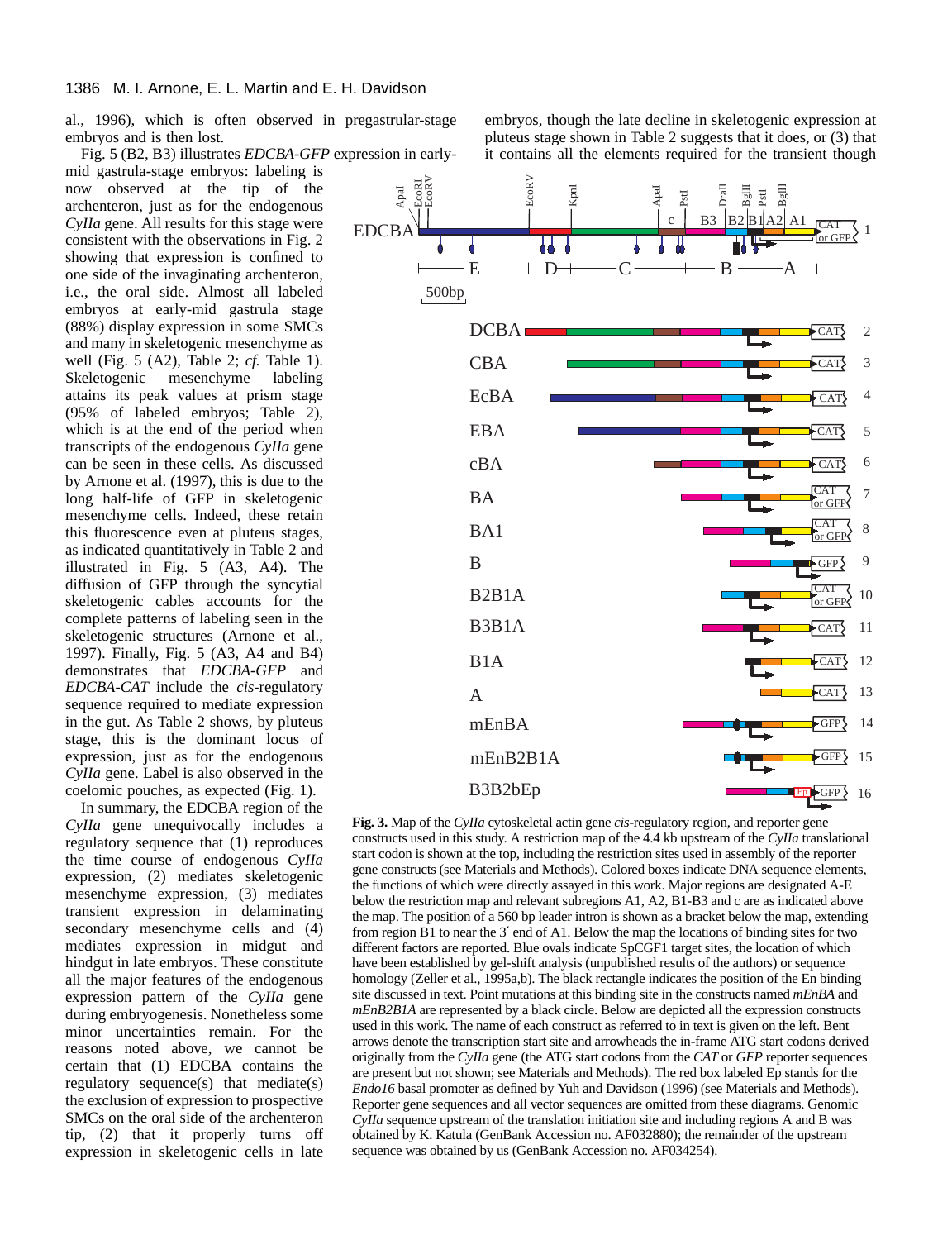al., 1996), which is often observed in pregastrular-stage embryos and is then lost.

Fig. 5 (B2, B3) illustrates *EDCBA-GFP* expression in early-mid gastrula-stage embryos: labeling is now observed at the tip of the archenteron, just as for the endogenous *CyIIa* gene. All results for this stage were consistent with the observations in Fig. 2 showing that expression is confined to one side of the invaginating archenteron, i.e., the oral side. Almost all labeled embryos at early-mid gastrula stage (88%) display expression in some SMCs and many in skeletogenic mesenchyme as well (Fig. 5 (A2), Table 2; *cf.* Table 1). Skeletogenic mesenchyme labeling attains its peak values at prism stage (95% of labeled embryos; Table 2), which is at the end of the period when transcripts of the endogenous *CyIIa* gene can be seen in these cells. As discussed by Arnone et al. (1997), this is due to the long half-life of GFP in skeletogenic mesenchyme cells. Indeed, these retain this fluorescence even at pluteus stages, as indicated quantitatively in Table 2 and illustrated in Fig. 5 (A3, A4). The diffusion of GFP through the syncytial skeletogenic cables accounts for the complete patterns of labeling seen in the skeletogenic structures (Arnone et al., 1997). Finally, Fig. 5 (A3, A4 and B4) demonstrates that *EDCBA-GFP* and *EDCBA-CAT* include the *cis*-regulatory sequence required to mediate expression in the gut. As Table 2 shows, by pluteus stage, this is the dominant locus of expression, just as for the endogenous *CyIIa* gene. Label is also observed in the coelomic pouches, as expected (Fig. 1).

In summary, the EDCBA region of the *CyIIa* gene unequivocally includes a regulatory sequence that (1) reproduces the time course of endogenous *CyIIa* expression, (2) mediates skeletogenic mesenchyme expression, (3) mediates transient expression in delaminating secondary mesenchyme cells and (4) mediates expression in midgut and hindgut in late embryos. These constitute all the major features of the endogenous expression pattern of the *CyIIa* gene during embryogenesis. Nonetheless some minor uncertainties remain. For the reasons noted above, we cannot be certain that (1) EDCBA contains the regulatory sequence(s) that mediate(s) the exclusion of expression to prospective SMCs on the oral side of the archenteron tip, (2) that it properly turns off expression in skeletogenic cells in late embryos, though the late decline in skeletogenic expression at pluteus stage shown in Table 2 suggests that it does, or (3) that it contains all the elements required for the transient though

**Fig. 3.** Map of the *CyIIa* cytoskeletal actin gene *cis*-regulatory region, and reporter gene constructs used in this study. A restriction map of the 4.4 kb upstream of the *CyIIa* translational start codon is shown at the top, including the restriction sites used in assembly of the reporter gene constructs (see Materials and Methods). Colored boxes indicate DNA sequence elements, the functions of which were directly assayed in this work. Major regions are designated A-E below the restriction map and relevant subregions A1, A2, B1-B3 and c are as indicated above the map. The position of a 560 bp leader intron is shown as a bracket below the map, extending from region B1 to near the 3′ end of A1. Below the map the locations of binding sites for two different factors are reported. Blue ovals indicate SpCGF1 target sites, the location of which have been established by gel-shift analysis (unpublished results of the authors) or sequence homology (Zeller et al., 1995a,b). The black rectangle indicates the position of the En binding site discussed in text. Point mutations at this binding site in the constructs named *mEnBA* and *mEnB2B1A* are represented by a black circle. Below are depicted all the expression constructs used in this work. The name of each construct as referred to in text is given on the left. Bent arrows denote the transcription start site and arrowheads the in-frame ATG start codons derived originally from the *CyIIa* gene (the ATG start codons from the *CAT* or *GFP* reporter sequences are present but not shown; see Materials and Methods). The red box labeled Ep stands for the *Endo16* basal promoter as defined by Yuh and Davidson (1996) (see Materials and Methods). Reporter gene sequences and all vector sequences are omitted from these diagrams. Genomic *CyIIa* sequence upstream of the translation initiation site and including regions A and B was obtained by K. Katula (GenBank Accession no. AF032880); the remainder of the upstream sequence was obtained by us (GenBank Accession no. AF034254).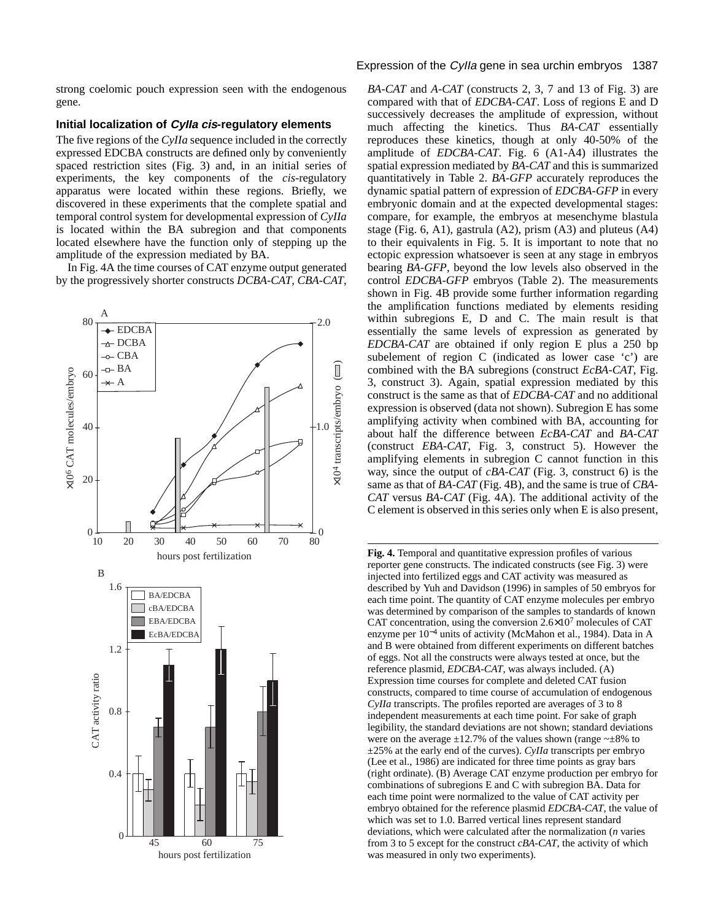strong coelomic pouch expression seen with the endogenous gene.

### Initial localization of *CyIIa cis*-regulatory elements

The five regions of the *CyIIa* sequence included in the correctly expressed EDCBA constructs are defined only by conveniently spaced restriction sites (Fig. 3) and, in an initial series of experiments, the key components of the *cis*-regulatory apparatus were located within these regions. Briefly, we discovered in these experiments that the complete spatial and temporal control system for developmental expression of *CyIIa* is located within the BA subregion and that components located elsewhere have the function only of stepping up the amplitude of the expression mediated by BA.

In Fig. 4A the time courses of CAT enzyme output generated by the progressively shorter constructs *DCBA-CAT*, *CBA-CAT*, *BA-CAT* and *A-CAT* (constructs 2, 3, 7 and 13 of Fig. 3) are compared with that of *EDCBA-CAT*. Loss of regions E and D successively decreases the amplitude of expression, without much affecting the kinetics. Thus *BA-CAT* essentially reproduces these kinetics, though at only 40-50% of the amplitude of *EDCBA-CAT*. Fig. 6 (A1-A4) illustrates the spatial expression mediated by *BA-CAT* and this is summarized quantitatively in Table 2. *BA-GFP* accurately reproduces the dynamic spatial pattern of expression of *EDCBA-GFP* in every embryonic domain and at the expected developmental stages: compare, for example, the embryos at mesenchyme blastula stage (Fig. 6, A1), gastrula (A2), prism (A3) and pluteus (A4) to their equivalents in Fig. 5. It is important to note that no ectopic expression whatsoever is seen at any stage in embryos bearing *BA-GFP*, beyond the low levels also observed in the control *EDCBA-GFP* embryos (Table 2). The measurements shown in Fig. 4B provide some further information regarding the amplification functions mediated by elements residing within subregions E, D and C. The main result is that essentially the same levels of expression as generated by *EDCBA-CAT* are obtained if only region E plus a 250 bp subelement of region C (indicated as lower case 'c') are combined with the BA subregions (construct *EcBA-CAT*, Fig. 3, construct 3). Again, spatial expression mediated by this construct is the same as that of *EDCBA-CAT* and no additional expression is observed (data not shown). Subregion E has some amplifying activity when combined with BA, accounting for about half the difference between *EcBA-CAT* and *BA-CAT* (construct *EBA-CAT*, Fig. 3, construct 5). However the amplifying elements in subregion C cannot function in this way, since the output of *cBA-CAT* (Fig. 3, construct 6) is the same as that of *BA-CAT* (Fig. 4B), and the same is true of *CBA-CAT* versus *BA-CAT* (Fig. 4A). The additional activity of the C element is observed in this series only when E is also present,

**Fig. 4.** Temporal and quantitative expression profiles of various reporter gene constructs. The indicated constructs (see Fig. 3) were injected into fertilized eggs and CAT activity was measured as described by Yuh and Davidson (1996) in samples of 50 embryos for each time point. The quantity of CAT enzyme molecules per embryo was determined by comparison of the samples to standards of known CAT concentration, using the conversion $2.6\times10^{7}$ molecules of CAT enzyme per $10^{-4}$ units of activity (McMahon et al., 1984). Data in A and B were obtained from different experiments on different batches of eggs. Not all the constructs were always tested at once, but the reference plasmid, *EDCBA-CAT*, was always included. (A) Expression time courses for complete and deleted CAT fusion constructs, compared to time course of accumulation of endogenous *CyIIa* transcripts. The profiles reported are averages of 3 to 8 independent measurements at each time point. For sake of graph legibility, the standard deviations are not shown; standard deviations were on the average ±12.7% of the values shown (range ~±8% to ±25% at the early end of the curves). *CyIIa* transcripts per embryo (Lee et al., 1986) are indicated for three time points as gray bars (right ordinate). (B) Average CAT enzyme production per embryo for combinations of subregions E and C with subregion BA. Data for each time point were normalized to the value of CAT activity per embryo obtained for the reference plasmid *EDCBA-CAT*, the value of which was set to 1.0. Barred vertical lines represent standard deviations, which were calculated after the normalization (*n* varies from 3 to 5 except for the construct *cBA-CAT*, the activity of which was measured in only two experiments).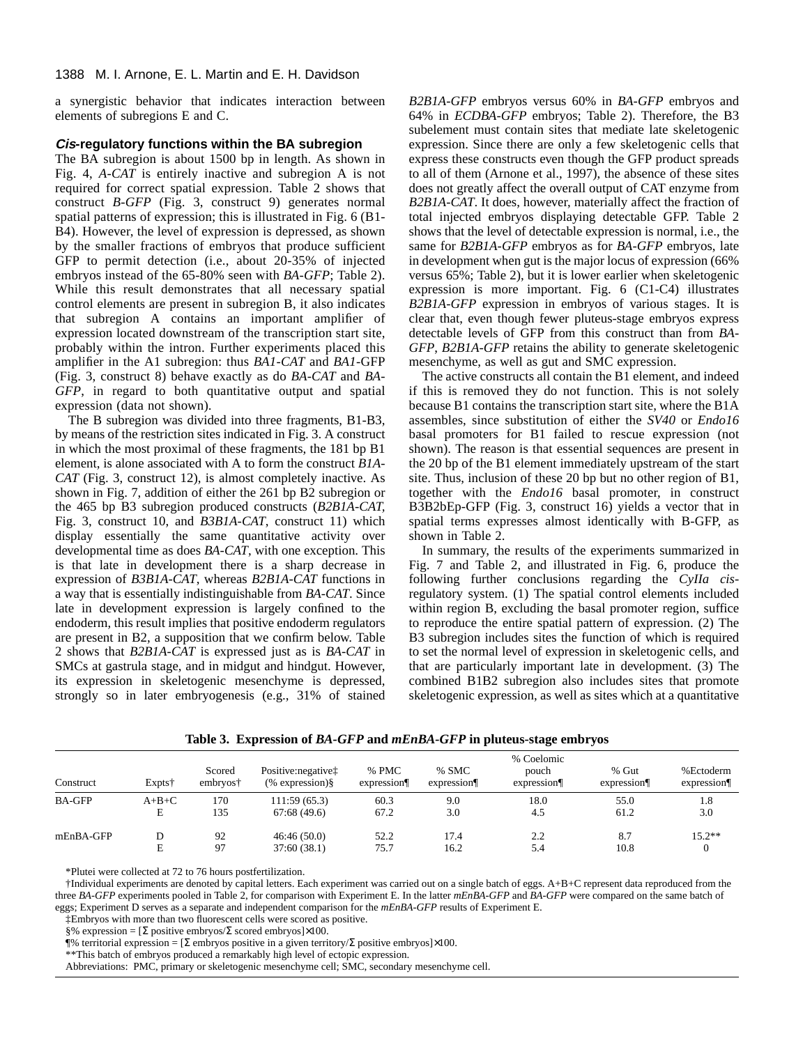a synergistic behavior that indicates interaction between elements of subregions E and C.

### *Cis*-regulatory functions within the BA subregion

The BA subregion is about 1500 bp in length. As shown in Fig. 4, *A-CAT* is entirely inactive and subregion A is not required for correct spatial expression. Table 2 shows that construct *B-GFP* (Fig. 3, construct 9) generates normal spatial patterns of expression; this is illustrated in Fig. 6 (B1-B4). However, the level of expression is depressed, as shown by the smaller fractions of embryos that produce sufficient GFP to permit detection (i.e., about 20-35% of injected embryos instead of the 65-80% seen with *BA-GFP*; Table 2). While this result demonstrates that all necessary spatial control elements are present in subregion B, it also indicates that subregion A contains an important amplifier of expression located downstream of the transcription start site, probably within the intron. Further experiments placed this amplifier in the A1 subregion: thus *BA1-CAT* and *BA1*-GFP (Fig. 3, construct 8) behave exactly as do *BA-CAT* and *BA-GFP*, in regard to both quantitative output and spatial expression (data not shown).

The B subregion was divided into three fragments, B1-B3, by means of the restriction sites indicated in Fig. 3. A construct in which the most proximal of these fragments, the 181 bp B1 element, is alone associated with A to form the construct *B1A-CAT* (Fig. 3, construct 12), is almost completely inactive. As shown in Fig. 7, addition of either the 261 bp B2 subregion or the 465 bp B3 subregion produced constructs (*B2B1A-CAT*, Fig. 3, construct 10, and *B3B1A-CAT*, construct 11) which display essentially the same quantitative activity over developmental time as does *BA-CAT*, with one exception. This is that late in development there is a sharp decrease in expression of *B3B1A-CAT*, whereas *B2B1A-CAT* functions in a way that is essentially indistinguishable from *BA-CAT*. Since late in development expression is largely confined to the endoderm, this result implies that positive endoderm regulators are present in B2, a supposition that we confirm below. Table 2 shows that *B2B1A-CAT* is expressed just as is *BA-CAT* in SMCs at gastrula stage, and in midgut and hindgut. However, its expression in skeletogenic mesenchyme is depressed, strongly so in later embryogenesis (e.g., 31% of stained *B2B1A-GFP* embryos versus 60% in *BA-GFP* embryos and 64% in *ECDBA-GFP* embryos; Table 2). Therefore, the B3 subelement must contain sites that mediate late skeletogenic expression. Since there are only a few skeletogenic cells that express these constructs even though the GFP product spreads to all of them (Arnone et al., 1997), the absence of these sites does not greatly affect the overall output of CAT enzyme from *B2B1A-CAT*. It does, however, materially affect the fraction of total injected embryos displaying detectable GFP. Table 2 shows that the level of detectable expression is normal, i.e., the same for *B2B1A-GFP* embryos as for *BA-GFP* embryos, late in development when gut is the major locus of expression (66% versus 65%; Table 2), but it is lower earlier when skeletogenic expression is more important. Fig. 6 (C1-C4) illustrates *B2B1A-GFP* expression in embryos of various stages. It is clear that, even though fewer pluteus-stage embryos express detectable levels of GFP from this construct than from *BA-GFP*, *B2B1A-GFP* retains the ability to generate skeletogenic mesenchyme, as well as gut and SMC expression.

The active constructs all contain the B1 element, and indeed if this is removed they do not function. This is not solely because B1 contains the transcription start site, where the B1A assembles, since substitution of either the *SV40* or *Endo16* basal promoters for B1 failed to rescue expression (not shown). The reason is that essential sequences are present in the 20 bp of the B1 element immediately upstream of the start site. Thus, inclusion of these 20 bp but no other region of B1, together with the *Endo16* basal promoter, in construct B3B2bEp-GFP (Fig. 3, construct 16) yields a vector that in spatial terms expresses almost identically with B-GFP, as shown in Table 2.

In summary, the results of the experiments summarized in Fig. 7 and Table 2, and illustrated in Fig. 6, produce the following further conclusions regarding the *CyIIa cis*-regulatory system. (1) The spatial control elements included within region B, excluding the basal promoter region, suffice to reproduce the entire spatial pattern of expression. (2) The B3 subregion includes sites the function of which is required to set the normal level of expression in skeletogenic cells, and that are particularly important late in development. (3) The combined B1B2 subregion also includes sites that promote skeletogenic expression, as well as sites which at a quantitative

**Table 3. Expression of *BA-GFP* and *mEnBA-GFP* in pluteus-stage embryos**

| Construct | Expts† | Scored embryos† | Positive:negative‡ (% expression)§ | % PMC expression¶ | % SMC expression¶ | % Coelomic pouch expression¶ | % Gut expression¶ | %Ectoderm expression¶ |
|---|---|---|---|---|---|---|---|---|
| BA-GFP | A+B+C | 170 | 111:59 (65.3) | 60.3 | 9.0 | 18.0 | 55.0 | 1.8 |
| | E | 135 | 67:68 (49.6) | 67.2 | 3.0 | 4.5 | 61.2 | 3.0 |
| mEnBA-GFP | D | 92 | 46:46 (50.0) | 52.2 | 17.4 | 2.2 | 8.7 | 15.2** |
| | E | 97 | 37:60 (38.1) | 75.7 | 16.2 | 5.4 | 10.8 | 0 |

*Plutei were collected at 72 to 76 hours postfertilization.

†Individual experiments are denoted by capital letters. Each experiment was carried out on a single batch of eggs. A+B+C represent data reproduced from the three *BA-GFP* experiments pooled in Table 2, for comparison with Experiment E. In the latter *mEnBA-GFP* and *BA-GFP* were compared on the same batch of eggs; Experiment D serves as a separate and independent comparison for the *mEnBA-GFP* results of Experiment E.

‡Embryos with more than two fluorescent cells were scored as positive.

§% expression = [Σ positive embryos/Σ scored embryos]×100.

¶% territorial expression = [Σ embryos positive in a given territory/Σ positive embryos]×100.

**This batch of embryos produced a remarkably high level of ectopic expression.

Abbreviations: PMC, primary or skeletogenic mesenchyme cell; SMC, secondary mesenchyme cell.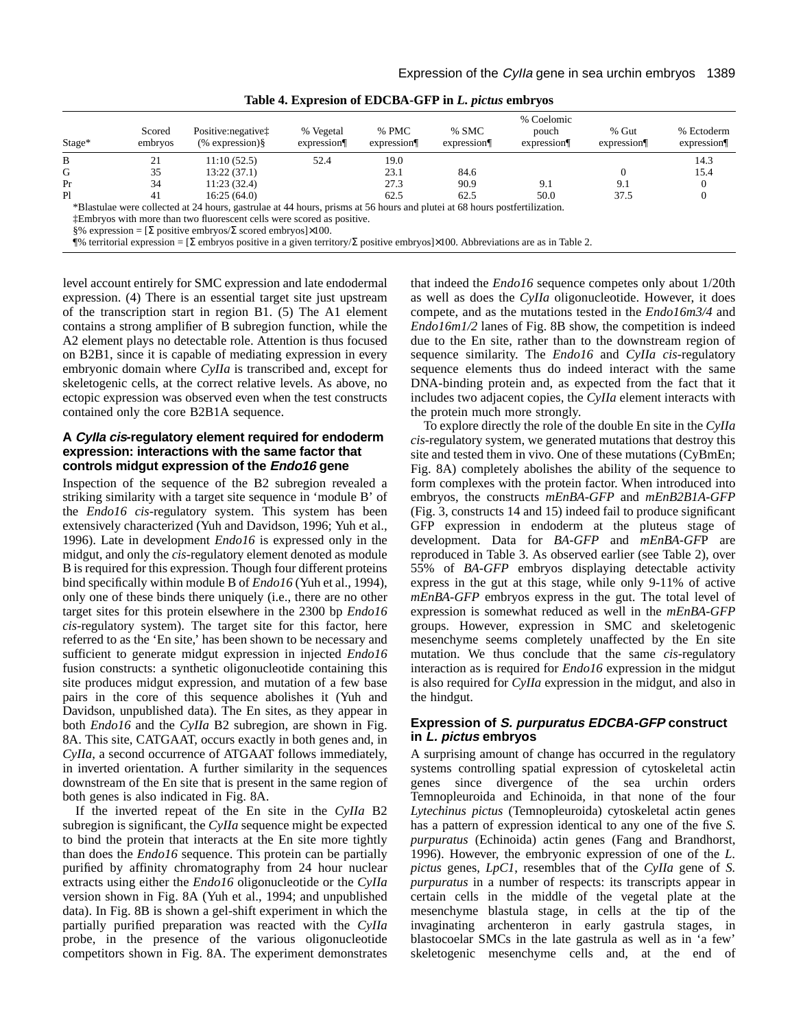**Table 4. Expresion of EDCBA-GFP in *L. pictus* embryos**

| Stage* | Scored embryos | Positive:negative‡ (% expression)§ | % Vegetal expression¶ | % PMC expression¶ | % SMC expression¶ | % Coelomic pouch expression¶ | % Gut expression¶ | % Ectoderm expression¶ |
|---|---|---|---|---|---|---|---|---|
| B | 21 | 11:10 (52.5) | 52.4 | 19.0 | | | | 14.3 |
| G | 35 | 13:22 (37.1) | | 23.1 | 84.6 | | 0 | 15.4 |
| Pr | 34 | 11:23 (32.4) | | 27.3 | 90.9 | 9.1 | 9.1 | 0 |
| Pl | 41 | 16:25 (64.0) | | 62.5 | 62.5 | 50.0 | 37.5 | 0 |

*Blastulae were collected at 24 hours, gastrulae at 44 hours, prisms at 56 hours and plutei at 68 hours postfertilization.

‡Embryos with more than two fluorescent cells were scored as positive.

§% expression = [Σ positive embryos/Σ scored embryos]×100.

¶% territorial expression = [Σ embryos positive in a given territory/Σ positive embryos]×100. Abbreviations are as in Table 2.

level account entirely for SMC expression and late endodermal expression. (4) There is an essential target site just upstream of the transcription start in region B1. (5) The A1 element contains a strong amplifier of B subregion function, while the A2 element plays no detectable role. Attention is thus focused on B2B1, since it is capable of mediating expression in every embryonic domain where *CyIIa* is transcribed and, except for skeletogenic cells, at the correct relative levels. As above, no ectopic expression was observed even when the test constructs contained only the core B2B1A sequence.

### A *CyIIa cis*-regulatory element required for endoderm expression: interactions with the same factor that controls midgut expression of the *Endo16* gene

Inspection of the sequence of the B2 subregion revealed a striking similarity with a target site sequence in ‘module B’ of the *Endo16 cis*-regulatory system. This system has been extensively characterized (Yuh and Davidson, 1996; Yuh et al., 1996). Late in development *Endo16* is expressed only in the midgut, and only the *cis*-regulatory element denoted as module B is required for this expression. Though four different proteins bind specifically within module B of *Endo16* (Yuh et al., 1994), only one of these binds there uniquely (i.e., there are no other target sites for this protein elsewhere in the 2300 bp *Endo16 cis*-regulatory system). The target site for this factor, here referred to as the ‘En site,’ has been shown to be necessary and sufficient to generate midgut expression in injected *Endo16* fusion constructs: a synthetic oligonucleotide containing this site produces midgut expression, and mutation of a few base pairs in the core of this sequence abolishes it (Yuh and Davidson, unpublished data). The En sites, as they appear in both *Endo16* and the *CyIIa* B2 subregion, are shown in Fig. 8A. This site, CATGAAT, occurs exactly in both genes and, in *CyIIa*, a second occurrence of ATGAAT follows immediately, in inverted orientation. A further similarity in the sequences downstream of the En site that is present in the same region of both genes is also indicated in Fig. 8A.

If the inverted repeat of the En site in the *CyIIa* B2 subregion is significant, the *CyIIa* sequence might be expected to bind the protein that interacts at the En site more tightly than does the *Endo16* sequence. This protein can be partially purified by affinity chromatography from 24 hour nuclear extracts using either the *Endo16* oligonucleotide or the *CyIIa* version shown in Fig. 8A (Yuh et al., 1994; and unpublished data). In Fig. 8B is shown a gel-shift experiment in which the partially purified preparation was reacted with the *CyIIa* probe, in the presence of the various oligonucleotide competitors shown in Fig. 8A. The experiment demonstrates that indeed the *Endo16* sequence competes only about 1/20th as well as does the *CyIIa* oligonucleotide. However, it does compete, and as the mutations tested in the *Endo16m3/4* and *Endo16m1/2* lanes of Fig. 8B show, the competition is indeed due to the En site, rather than to the downstream region of sequence similarity. The *Endo16* and *CyIIa cis*-regulatory sequence elements thus do indeed interact with the same DNA-binding protein and, as expected from the fact that it includes two adjacent copies, the *CyIIa* element interacts with the protein much more strongly.

To explore directly the role of the double En site in the *CyIIa cis*-regulatory system, we generated mutations that destroy this site and tested them in vivo. One of these mutations (CyBmEn; Fig. 8A) completely abolishes the ability of the sequence to form complexes with the protein factor. When introduced into embryos, the constructs *mEnBA-GFP* and *mEnB2B1A-GFP* (Fig. 3, constructs 14 and 15) indeed fail to produce significant GFP expression in endoderm at the pluteus stage of development. Data for *BA-GFP* and *mEnBA-GFP* are reproduced in Table 3. As observed earlier (see Table 2), over 55% of *BA-GFP* embryos displaying detectable activity express in the gut at this stage, while only 9-11% of active *mEnBA-GFP* embryos express in the gut. The total level of expression is somewhat reduced as well in the *mEnBA-GFP* groups. However, expression in SMC and skeletogenic mesenchyme seems completely unaffected by the En site mutation. We thus conclude that the same *cis*-regulatory interaction as is required for *Endo16* expression in the midgut is also required for *CyIIa* expression in the midgut, and also in the hindgut.

### Expression of *S. purpuratus EDCBA-GFP* construct in *L. pictus* embryos

A surprising amount of change has occurred in the regulatory systems controlling spatial expression of cytoskeletal actin genes since divergence of the sea urchin orders Temnopleuroida and Echinoida, in that none of the four *Lytechinus pictus* (Temnopleuroida) cytoskeletal actin genes has a pattern of expression identical to any one of the five *S. purpuratus* (Echinoida) actin genes (Fang and Brandhorst, 1996). However, the embryonic expression of one of the *L. pictus* genes, *LpC1*, resembles that of the *CyIIa* gene of *S. purpuratus* in a number of respects: its transcripts appear in certain cells in the middle of the vegetal plate at the mesenchyme blastula stage, in cells at the tip of the invaginating archenteron in early gastrula stages, in blastocoelar SMCs in the late gastrula as well as in ‘a few’ skeletogenic mesenchyme cells and, at the end of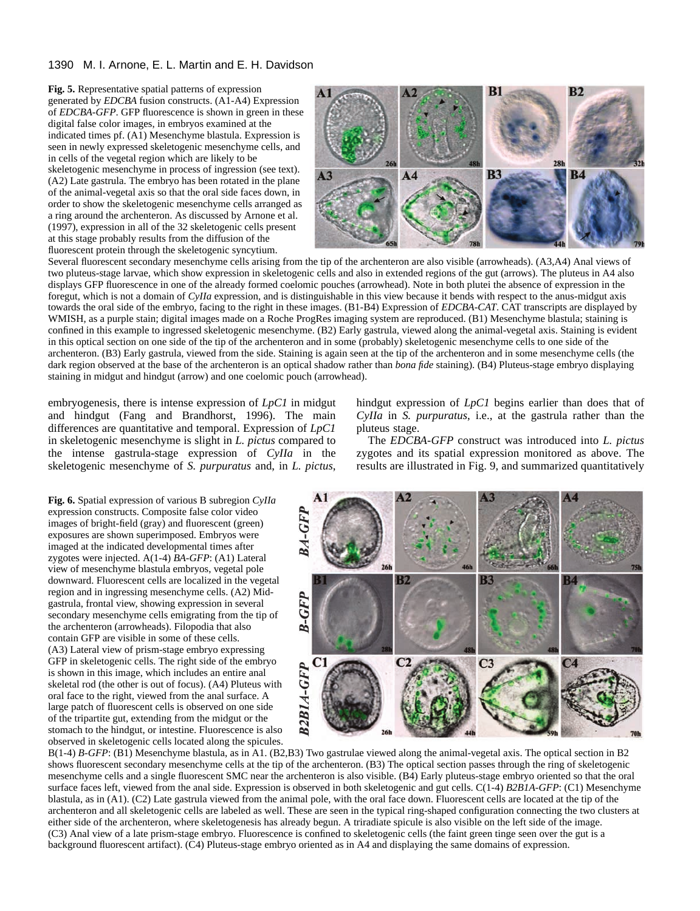**Fig. 5.** Representative spatial patterns of expression generated by *EDCBA* fusion constructs. (A1-A4) Expression of *EDCBA-GFP*. GFP fluorescence is shown in green in these digital false color images, in embryos examined at the indicated times pf. (A1) Mesenchyme blastula. Expression is seen in newly expressed skeletogenic mesenchyme cells, and in cells of the vegetal region which are likely to be skeletogenic mesenchyme in process of ingression (see text). (A2) Late gastrula. The embryo has been rotated in the plane of the animal-vegetal axis so that the oral side faces down, in order to show the skeletogenic mesenchyme cells arranged as a ring around the archenteron. As discussed by Arnone et al. (1997), expression in all of the 32 skeletogenic cells present at this stage probably results from the diffusion of the fluorescent protein through the skeletogenic syncytium. Several fluorescent secondary mesenchyme cells arising from the tip of the archenteron are also visible (arrowheads). (A3,A4) Anal views of two pluteus-stage larvae, which show expression in skeletogenic cells and also in extended regions of the gut (arrows). The pluteus in A4 also displays GFP fluorescence in one of the already formed coelomic pouches (arrowhead). Note in both plutei the absence of expression in the foregut, which is not a domain of *CyIIa* expression, and is distinguishable in this view because it bends with respect to the anus-midgut axis towards the oral side of the embryo, facing to the right in these images. (B1-B4) Expression of *EDCBA-CAT*. CAT transcripts are displayed by WMISH, as a purple stain; digital images made on a Roche ProgRes imaging system are reproduced. (B1) Mesenchyme blastula; staining is confined in this example to ingressed skeletogenic mesenchyme. (B2) Early gastrula, viewed along the animal-vegetal axis. Staining is evident in this optical section on one side of the tip of the archenteron and in some (probably) skeletogenic mesenchyme cells to one side of the archenteron. (B3) Early gastrula, viewed from the side. Staining is again seen at the tip of the archenteron and in some mesenchyme cells (the dark region observed at the base of the archenteron is an optical shadow rather than *bona fide* staining). (B4) Pluteus-stage embryo displaying staining in midgut and hindgut (arrow) and one coelomic pouch (arrowhead).

embryogenesis, there is intense expression of *LpC1* in midgut and hindgut (Fang and Brandhorst, 1996). The main differences are quantitative and temporal. Expression of *LpC1* in skeletogenic mesenchyme is slight in *L. pictus* compared to the intense gastrula-stage expression of *CyIIa* in the skeletogenic mesenchyme of *S. purpuratus* and, in *L. pictus*, hindgut expression of *LpC1* begins earlier than does that of *CyIIa* in *S. purpuratus*, i.e., at the gastrula rather than the pluteus stage.

The *EDCBA-GFP* construct was introduced into *L. pictus* zygotes and its spatial expression monitored as above. The results are illustrated in Fig. 9, and summarized quantitatively

**Fig. 6.** Spatial expression of various B subregion *CyIIa* expression constructs. Composite false color video images of bright-field (gray) and fluorescent (green) exposures are shown superimposed. Embryos were imaged at the indicated developmental times after zygotes were injected. A(1-4) *BA-GFP*: (A1) Lateral view of mesenchyme blastula embryos, vegetal pole downward. Fluorescent cells are localized in the vegetal region and in ingressing mesenchyme cells. (A2) Mid-gastrula, frontal view, showing expression in several secondary mesenchyme cells emigrating from the tip of the archenteron (arrowheads). Filopodia that also contain GFP are visible in some of these cells. (A3) Lateral view of prism-stage embryo expressing GFP in skeletogenic cells. The right side of the embryo is shown in this image, which includes an entire anal skeletal rod (the other is out of focus). (A4) Pluteus with oral face to the right, viewed from the anal surface. A large patch of fluorescent cells is observed on one side of the tripartite gut, extending from the midgut or the stomach to the hindgut, or intestine. Fluorescence is also observed in skeletogenic cells located along the spicules. B(1-4) *B-GFP*: (B1) Mesenchyme blastula, as in A1. (B2,B3) Two gastrulae viewed along the animal-vegetal axis. The optical section in B2 shows fluorescent secondary mesenchyme cells at the tip of the archenteron. (B3) The optical section passes through the ring of skeletogenic mesenchyme cells and a single fluorescent SMC near the archenteron is also visible. (B4) Early pluteus-stage embryo oriented so that the oral surface faces left, viewed from the anal side. Expression is observed in both skeletogenic and gut cells. C(1-4) *B2B1A-GFP*: (C1) Mesenchyme blastula, as in (A1). (C2) Late gastrula viewed from the animal pole, with the oral face down. Fluorescent cells are located at the tip of the archenteron and all skeletogenic cells are labeled as well. These are seen in the typical ring-shaped configuration connecting the two clusters at either side of the archenteron, where skeletogenesis has already begun. A triradiate spicule is also visible on the left side of the image. (C3) Anal view of a late prism-stage embryo. Fluorescence is confined to skeletogenic cells (the faint green tinge seen over the gut is a background fluorescent artifact). (C4) Pluteus-stage embryo oriented as in A4 and displaying the same domains of expression.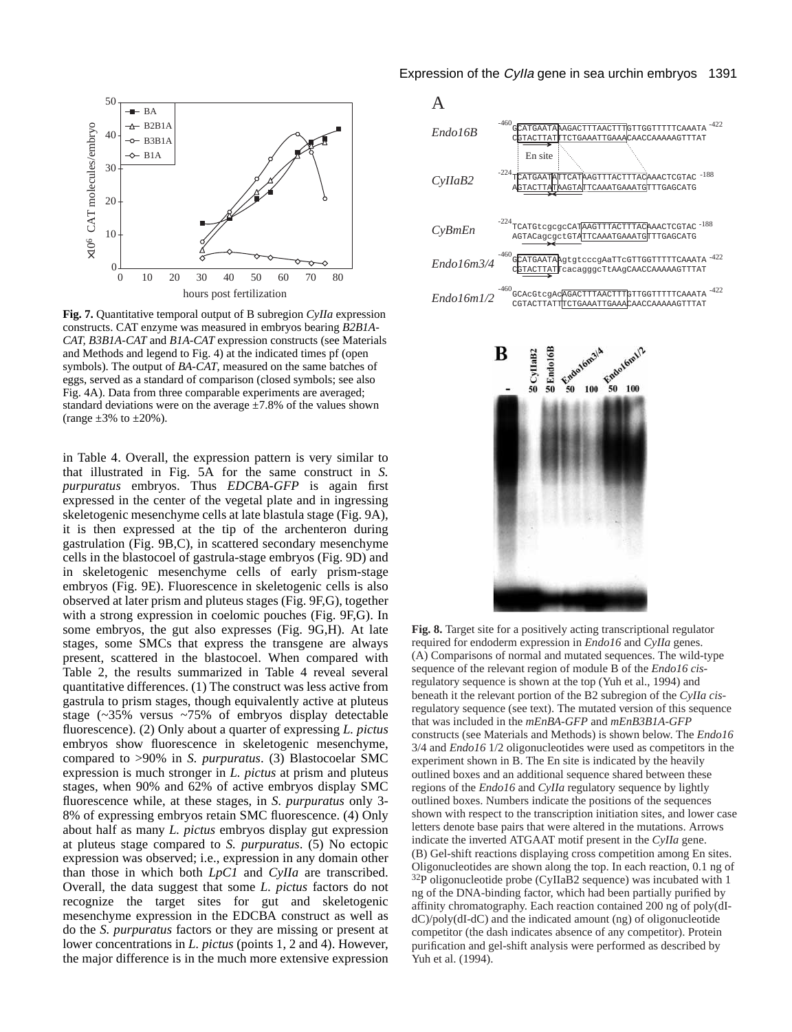**Fig. 7.** Quantitative temporal output of B subregion *CyIIa* expression constructs. CAT enzyme was measured in embryos bearing *B2B1A-CAT, B3B1A-CAT* and *B1A-CAT* expression constructs (see Materials and Methods and legend to Fig. 4) at the indicated times pf (open symbols). The output of *BA-CAT*, measured on the same batches of eggs, served as a standard of comparison (closed symbols; see also Fig. 4A). Data from three comparable experiments are averaged; standard deviations were on the average ±7.8% of the values shown (range ±3% to ±20%).

in Table 4. Overall, the expression pattern is very similar to that illustrated in Fig. 5A for the same construct in *S. purpuratus* embryos. Thus *EDCBA-GFP* is again first expressed in the center of the vegetal plate and in ingressing skeletogenic mesenchyme cells at late blastula stage (Fig. 9A), it is then expressed at the tip of the archenteron during gastrulation (Fig. 9B,C), in scattered secondary mesenchyme cells in the blastocoel of gastrula-stage embryos (Fig. 9D) and in skeletogenic mesenchyme cells of early prism-stage embryos (Fig. 9E). Fluorescence in skeletogenic cells is also observed at later prism and pluteus stages (Fig. 9F,G), together with a strong expression in coelomic pouches (Fig. 9F,G). In some embryos, the gut also expresses (Fig. 9G,H). At late stages, some SMCs that express the transgene are always present, scattered in the blastocoel. When compared with Table 2, the results summarized in Table 4 reveal several quantitative differences. (1) The construct was less active from gastrula to prism stages, though equivalently active at pluteus stage (~35% versus ~75% of embryos display detectable fluorescence). (2) Only about a quarter of expressing *L. pictus* embryos show fluorescence in skeletogenic mesenchyme, compared to >90% in *S. purpuratus*. (3) Blastocoelar SMC expression is much stronger in *L. pictus* at prism and pluteus stages, when 90% and 62% of active embryos display SMC fluorescence while, at these stages, in *S. purpuratus* only 3-8% of expressing embryos retain SMC fluorescence. (4) Only about half as many *L. pictus* embryos display gut expression at pluteus stage compared to *S. purpuratus*. (5) No ectopic expression was observed; i.e., expression in any domain other than those in which both *LpC1* and *CyIIa* are transcribed. Overall, the data suggest that some *L. pictus* factors do not recognize the target sites for gut and skeletogenic mesenchyme expression in the EDCBA construct as well as do the *S. purpuratus* factors or they are missing or present at lower concentrations in *L. pictus* (points 1, 2 and 4). However, the major difference is in the much more extensive expression

**Fig. 8.** Target site for a positively acting transcriptional regulator required for endoderm expression in *Endo16* and *CyIIa* genes. (A) Comparisons of normal and mutated sequences. The wild-type sequence of the relevant region of module B of the *Endo16 cis*-regulatory sequence is shown at the top (Yuh et al., 1994) and beneath it the relevant portion of the B2 subregion of the *CyIIa cis*-regulatory sequence (see text). The mutated version of this sequence that was included in the *mEnBA-GFP* and *mEnB3B1A-GFP* constructs (see Materials and Methods) is shown below. The *Endo16* 3/4 and *Endo16* 1/2 oligonucleotides were used as competitors in the experiment shown in B. The En site is indicated by the heavily outlined boxes and an additional sequence shared between these regions of the *Endo16* and *CyIIa* regulatory sequence by lightly outlined boxes. Numbers indicate the positions of the sequences shown with respect to the transcription initiation sites, and lower case letters denote base pairs that were altered in the mutations. Arrows indicate the inverted ATGAAT motif present in the *CyIIa* gene. (B) Gel-shift reactions displaying cross competition among En sites. Oligonucleotides are shown along the top. In each reaction, 0.1 ng of $^{32}$P oligonucleotide probe (CyIIaB2 sequence) was incubated with 1 ng of the DNA-binding factor, which had been partially purified by affinity chromatography. Each reaction contained 200 ng of poly(dI-dC)/poly(dI-dC) and the indicated amount (ng) of oligonucleotide competitor (the dash indicates absence of any competitor). Protein purification and gel-shift analysis were performed as described by Yuh et al. (1994).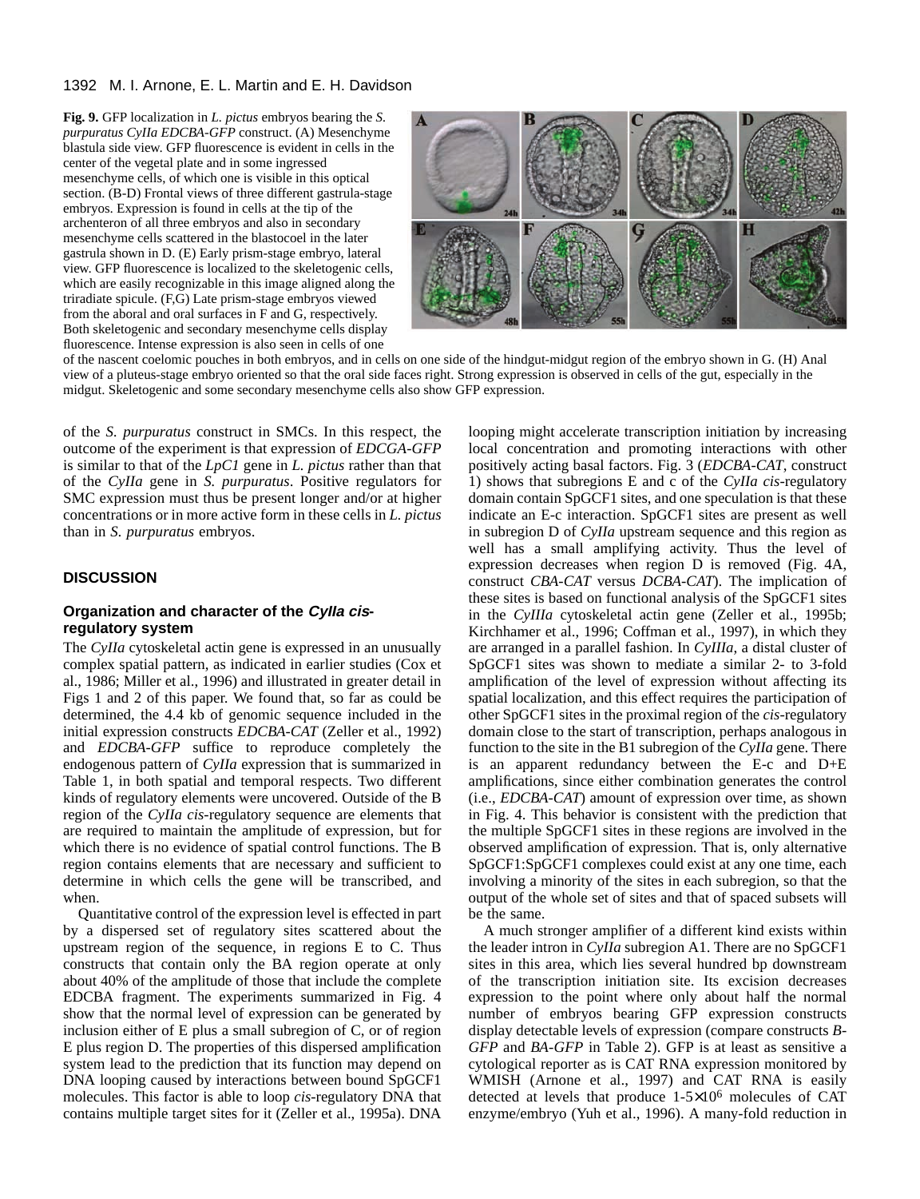**Fig. 9.** GFP localization in *L. pictus* embryos bearing the *S. purpuratus CyIIa EDCBA-GFP* construct. (A) Mesenchyme blastula side view. GFP fluorescence is evident in cells in the center of the vegetal plate and in some ingressed mesenchyme cells, of which one is visible in this optical section. (B-D) Frontal views of three different gastrula-stage embryos. Expression is found in cells at the tip of the archenteron of all three embryos and also in secondary mesenchyme cells scattered in the blastocoel in the later gastrula shown in D. (E) Early prism-stage embryo, lateral view. GFP fluorescence is localized to the skeletogenic cells, which are easily recognizable in this image aligned along the triradiate spicule. (F,G) Late prism-stage embryos viewed from the aboral and oral surfaces in F and G, respectively. Both skeletogenic and secondary mesenchyme cells display fluorescence. Intense expression is also seen in cells of one of the nascent coelomic pouches in both embryos, and in cells on one side of the hindgut-midgut region of the embryo shown in G. (H) Anal view of a pluteus-stage embryo oriented so that the oral side faces right. Strong expression is observed in cells of the gut, especially in the midgut. Skeletogenic and some secondary mesenchyme cells also show GFP expression.

of the *S. purpuratus* construct in SMCs. In this respect, the outcome of the experiment is that expression of *EDCGA-GFP* is similar to that of the *LpC1* gene in *L. pictus* rather than that of the *CyIIa* gene in *S. purpuratus*. Positive regulators for SMC expression must thus be present longer and/or at higher concentrations or in more active form in these cells in *L. pictus* than in *S. purpuratus* embryos.

## DISCUSSION

### Organization and character of the *CyIIa cis*-regulatory system

The *CyIIa* cytoskeletal actin gene is expressed in an unusually complex spatial pattern, as indicated in earlier studies (Cox et al., 1986; Miller et al., 1996) and illustrated in greater detail in Figs 1 and 2 of this paper. We found that, so far as could be determined, the 4.4 kb of genomic sequence included in the initial expression constructs *EDCBA-CAT* (Zeller et al., 1992) and *EDCBA-GFP* suffice to reproduce completely the endogenous pattern of *CyIIa* expression that is summarized in Table 1, in both spatial and temporal respects. Two different kinds of regulatory elements were uncovered. Outside of the B region of the *CyIIa cis*-regulatory sequence are elements that are required to maintain the amplitude of expression, but for which there is no evidence of spatial control functions. The B region contains elements that are necessary and sufficient to determine in which cells the gene will be transcribed, and when.

Quantitative control of the expression level is effected in part by a dispersed set of regulatory sites scattered about the upstream region of the sequence, in regions E to C. Thus constructs that contain only the BA region operate at only about 40% of the amplitude of those that include the complete EDCBA fragment. The experiments summarized in Fig. 4 show that the normal level of expression can be generated by inclusion either of E plus a small subregion of C, or of region E plus region D. The properties of this dispersed amplification system lead to the prediction that its function may depend on DNA looping caused by interactions between bound SpGCF1 molecules. This factor is able to loop *cis*-regulatory DNA that contains multiple target sites for it (Zeller et al., 1995a). DNA looping might accelerate transcription initiation by increasing local concentration and promoting interactions with other positively acting basal factors. Fig. 3 (*EDCBA-CAT*, construct 1) shows that subregions E and c of the *CyIIa cis*-regulatory domain contain SpGCF1 sites, and one speculation is that these indicate an E-c interaction. SpGCF1 sites are present as well in subregion D of *CyIIa* upstream sequence and this region as well has a small amplifying activity. Thus the level of expression decreases when region D is removed (Fig. 4A, construct *CBA-CAT* versus *DCBA-CAT*). The implication of these sites is based on functional analysis of the SpGCF1 sites in the *CyIIIa* cytoskeletal actin gene (Zeller et al., 1995b; Kirchhamer et al., 1996; Coffman et al., 1997), in which they are arranged in a parallel fashion. In *CyIIIa,* a distal cluster of SpGCF1 sites was shown to mediate a similar 2- to 3-fold amplification of the level of expression without affecting its spatial localization, and this effect requires the participation of other SpGCF1 sites in the proximal region of the *cis*-regulatory domain close to the start of transcription, perhaps analogous in function to the site in the B1 subregion of the *CyIIa* gene. There is an apparent redundancy between the E-c and D+E amplifications, since either combination generates the control (i.e., *EDCBA-CAT*) amount of expression over time, as shown in Fig. 4. This behavior is consistent with the prediction that the multiple SpGCF1 sites in these regions are involved in the observed amplification of expression. That is, only alternative SpGCF1:SpGCF1 complexes could exist at any one time, each involving a minority of the sites in each subregion, so that the output of the whole set of sites and that of spaced subsets will be the same.

A much stronger amplifier of a different kind exists within the leader intron in *CyIIa* subregion A1. There are no SpGCF1 sites in this area, which lies several hundred bp downstream of the transcription initiation site. Its excision decreases expression to the point where only about half the normal number of embryos bearing GFP expression constructs display detectable levels of expression (compare constructs *B-GFP* and *BA-GFP* in Table 2). GFP is at least as sensitive a cytological reporter as is CAT RNA expression monitored by WMISH (Arnone et al., 1997) and CAT RNA is easily detected at levels that produce 1-5×10[6] molecules of CAT enzyme/embryo (Yuh et al., 1996). A many-fold reduction in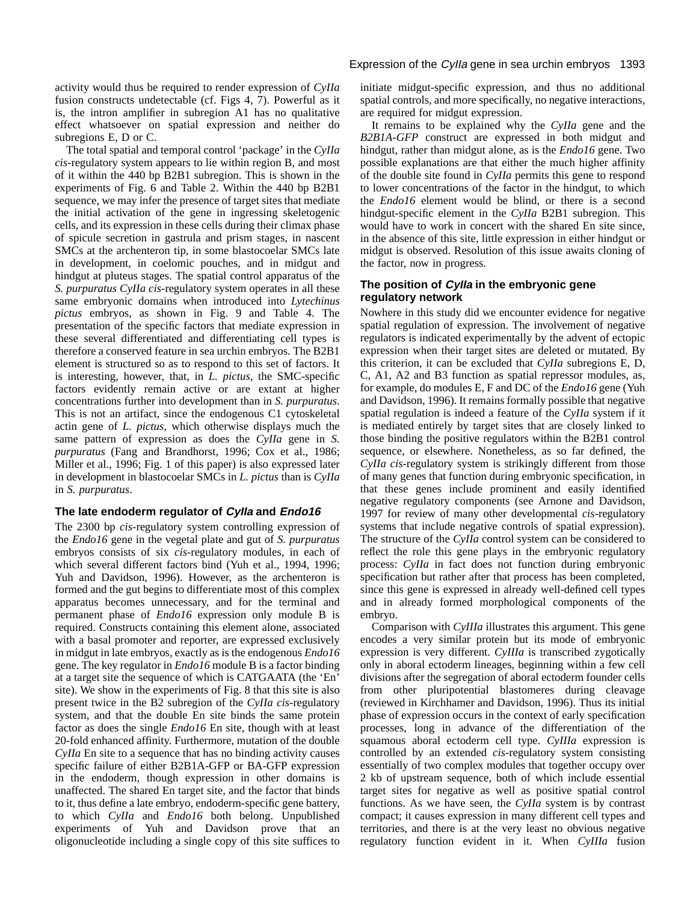activity would thus be required to render expression of *CyIIa* fusion constructs undetectable (cf. Figs 4, 7). Powerful as it is, the intron amplifier in subregion A1 has no qualitative effect whatsoever on spatial expression and neither do subregions E, D or C.

The total spatial and temporal control 'package' in the *CyIIa cis*-regulatory system appears to lie within region B, and most of it within the 440 bp B2B1 subregion. This is shown in the experiments of Fig. 6 and Table 2. Within the 440 bp B2B1 sequence, we may infer the presence of target sites that mediate the initial activation of the gene in ingressing skeletogenic cells, and its expression in these cells during their climax phase of spicule secretion in gastrula and prism stages, in nascent SMCs at the archenteron tip, in some blastocoelar SMCs late in development, in coelomic pouches, and in midgut and hindgut at pluteus stages. The spatial control apparatus of the *S. purpuratus CyIIa cis*-regulatory system operates in all these same embryonic domains when introduced into *Lytechinus pictus* embryos, as shown in Fig. 9 and Table 4. The presentation of the specific factors that mediate expression in these several differentiated and differentiating cell types is therefore a conserved feature in sea urchin embryos. The B2B1 element is structured so as to respond to this set of factors. It is interesting, however, that, in *L. pictus*, the SMC-specific factors evidently remain active or are extant at higher concentrations further into development than in *S. purpuratus*. This is not an artifact, since the endogenous C1 cytoskeletal actin gene of *L. pictus*, which otherwise displays much the same pattern of expression as does the *CyIIa* gene in *S. purpuratus* (Fang and Brandhorst, 1996; Cox et al., 1986; Miller et al., 1996; Fig. 1 of this paper) is also expressed later in development in blastocoelar SMCs in *L. pictus* than is *CyIIa* in *S. purpuratus*.

### The late endoderm regulator of *CyIIa* and *Endo16*

The 2300 bp *cis*-regulatory system controlling expression of the *Endo16* gene in the vegetal plate and gut of *S. purpuratus* embryos consists of six *cis*-regulatory modules, in each of which several different factors bind (Yuh et al., 1994, 1996; Yuh and Davidson, 1996). However, as the archenteron is formed and the gut begins to differentiate most of this complex apparatus becomes unnecessary, and for the terminal and permanent phase of *Endo16* expression only module B is required. Constructs containing this element alone, associated with a basal promoter and reporter, are expressed exclusively in midgut in late embryos, exactly as is the endogenous *Endo16* gene. The key regulator in *Endo16* module B is a factor binding at a target site the sequence of which is CATGAATA (the 'En' site). We show in the experiments of Fig. 8 that this site is also present twice in the B2 subregion of the *CyIIa cis*-regulatory system, and that the double En site binds the same protein factor as does the single *Endo16* En site, though with at least 20-fold enhanced affinity. Furthermore, mutation of the double *CyIIa* En site to a sequence that has no binding activity causes specific failure of either B2B1A-GFP or BA-GFP expression in the endoderm, though expression in other domains is unaffected. The shared En target site, and the factor that binds to it, thus define a late embryo, endoderm-specific gene battery, to which *CyIIa* and *Endo16* both belong. Unpublished experiments of Yuh and Davidson prove that an oligonucleotide including a single copy of this site suffices to initiate midgut-specific expression, and thus no additional spatial controls, and more specifically, no negative interactions, are required for midgut expression.

It remains to be explained why the *CyIIa* gene and the *B2B1A-GFP* construct are expressed in both midgut and hindgut, rather than midgut alone, as is the *Endo16* gene. Two possible explanations are that either the much higher affinity of the double site found in *CyIIa* permits this gene to respond to lower concentrations of the factor in the hindgut, to which the *Endo16* element would be blind, or there is a second hindgut-specific element in the *CyIIa* B2B1 subregion. This would have to work in concert with the shared En site since, in the absence of this site, little expression in either hindgut or midgut is observed. Resolution of this issue awaits cloning of the factor, now in progress.

### The position of *CyIIa* in the embryonic gene regulatory network

Nowhere in this study did we encounter evidence for negative spatial regulation of expression. The involvement of negative regulators is indicated experimentally by the advent of ectopic expression when their target sites are deleted or mutated. By this criterion, it can be excluded that *CyIIa* subregions E, D, C, A1, A2 and B3 function as spatial repressor modules, as, for example, do modules E, F and DC of the *Endo16* gene (Yuh and Davidson, 1996). It remains formally possible that negative spatial regulation is indeed a feature of the *CyIIa* system if it is mediated entirely by target sites that are closely linked to those binding the positive regulators within the B2B1 control sequence, or elsewhere. Nonetheless, as so far defined, the *CyIIa cis*-regulatory system is strikingly different from those of many genes that function during embryonic specification, in that these genes include prominent and easily identified negative regulatory components (see Arnone and Davidson, 1997 for review of many other developmental *cis*-regulatory systems that include negative controls of spatial expression). The structure of the *CyIIa* control system can be considered to reflect the role this gene plays in the embryonic regulatory process: *CyIIa* in fact does not function during embryonic specification but rather after that process has been completed, since this gene is expressed in already well-defined cell types and in already formed morphological components of the embryo.

Comparison with *CyIIIa* illustrates this argument. This gene encodes a very similar protein but its mode of embryonic expression is very different. *CyIIIa* is transcribed zygotically only in aboral ectoderm lineages, beginning within a few cell divisions after the segregation of aboral ectoderm founder cells from other pluripotential blastomeres during cleavage (reviewed in Kirchhamer and Davidson, 1996). Thus its initial phase of expression occurs in the context of early specification processes, long in advance of the differentiation of the squamous aboral ectoderm cell type. *CyIIIa* expression is controlled by an extended *cis*-regulatory system consisting essentially of two complex modules that together occupy over 2 kb of upstream sequence, both of which include essential target sites for negative as well as positive spatial control functions. As we have seen, the *CyIIa* system is by contrast compact; it causes expression in many different cell types and territories, and there is at the very least no obvious negative regulatory function evident in it. When *CyIIIa* fusion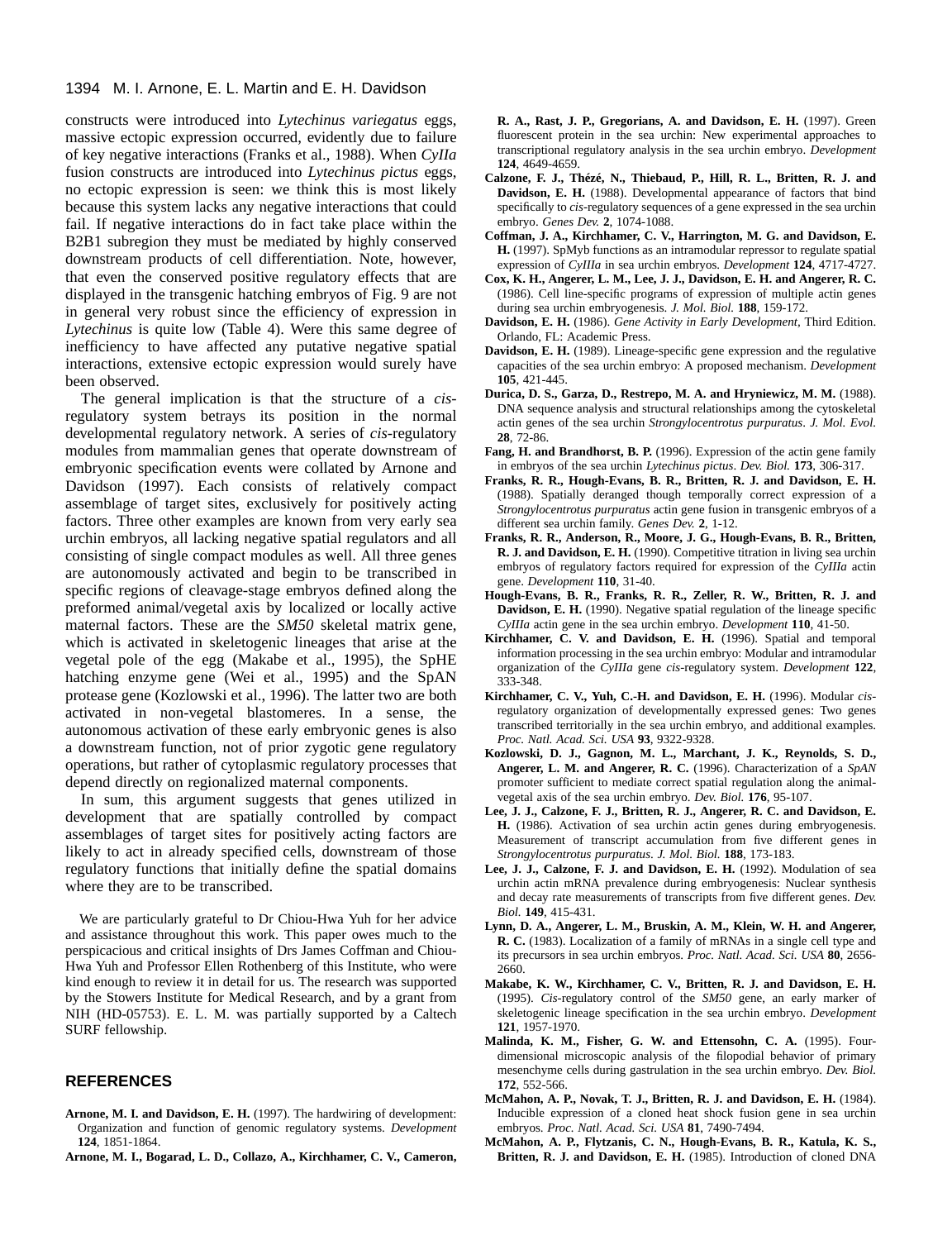constructs were introduced into *Lytechinus variegatus* eggs, massive ectopic expression occurred, evidently due to failure of key negative interactions (Franks et al., 1988). When *CyIIa* fusion constructs are introduced into *Lytechinus pictus* eggs, no ectopic expression is seen: we think this is most likely because this system lacks any negative interactions that could fail. If negative interactions do in fact take place within the B2B1 subregion they must be mediated by highly conserved downstream products of cell differentiation. Note, however, that even the conserved positive regulatory effects that are displayed in the transgenic hatching embryos of Fig. 9 are not in general very robust since the efficiency of expression in *Lytechinus* is quite low (Table 4). Were this same degree of inefficiency to have affected any putative negative spatial interactions, extensive ectopic expression would surely have been observed.

The general implication is that the structure of a *cis*-regulatory system betrays its position in the normal developmental regulatory network. A series of *cis*-regulatory modules from mammalian genes that operate downstream of embryonic specification events were collated by Arnone and Davidson (1997). Each consists of relatively compact assemblage of target sites, exclusively for positively acting factors. Three other examples are known from very early sea urchin embryos, all lacking negative spatial regulators and all consisting of single compact modules as well. All three genes are autonomously activated and begin to be transcribed in specific regions of cleavage-stage embryos defined along the preformed animal/vegetal axis by localized or locally active maternal factors. These are the *SM50* skeletal matrix gene, which is activated in skeletogenic lineages that arise at the vegetal pole of the egg (Makabe et al., 1995), the SpHE hatching enzyme gene (Wei et al., 1995) and the SpAN protease gene (Kozlowski et al., 1996). The latter two are both activated in non-vegetal blastomeres. In a sense, the autonomous activation of these early embryonic genes is also a downstream function, not of prior zygotic gene regulatory operations, but rather of cytoplasmic regulatory processes that depend directly on regionalized maternal components.

In sum, this argument suggests that genes utilized in development that are spatially controlled by compact assemblages of target sites for positively acting factors are likely to act in already specified cells, downstream of those regulatory functions that initially define the spatial domains where they are to be transcribed.

We are particularly grateful to Dr Chiou-Hwa Yuh for her advice and assistance throughout this work. This paper owes much to the perspicacious and critical insights of Drs James Coffman and Chiou-Hwa Yuh and Professor Ellen Rothenberg of this Institute, who were kind enough to review it in detail for us. The research was supported by the Stowers Institute for Medical Research, and by a grant from NIH (HD-05753). E. L. M. was partially supported by a Caltech SURF fellowship.

## REFERENCES

**Arnone, M. I. and Davidson, E. H.** (1997). The hardwiring of development: Organization and function of genomic regulatory systems. *Development* **124**, 1851-1864.

**Arnone, M. I., Bogarad, L. D., Collazo, A., Kirchhamer, C. V., Cameron, R. A., Rast, J. P., Gregorians, A. and Davidson, E. H.** (1997). Green fluorescent protein in the sea urchin: New experimental approaches to transcriptional regulatory analysis in the sea urchin embryo. *Development* **124**, 4649-4659.

**Calzone, F. J., Thézé, N., Thiebaud, P., Hill, R. L., Britten, R. J. and Davidson, E. H.** (1988). Developmental appearance of factors that bind specifically to *cis*-regulatory sequences of a gene expressed in the sea urchin embryo. *Genes Dev.* **2**, 1074-1088.

**Coffman, J. A., Kirchhamer, C. V., Harrington, M. G. and Davidson, E. H.** (1997). SpMyb functions as an intramodular repressor to regulate spatial expression of *CyIIIa* in sea urchin embryos. *Development* **124**, 4717-4727.

**Cox, K. H., Angerer, L. M., Lee, J. J., Davidson, E. H. and Angerer, R. C.** (1986). Cell line-specific programs of expression of multiple actin genes during sea urchin embryogenesis. *J. Mol. Biol.* **188**, 159-172.

**Davidson, E. H.** (1986). *Gene Activity in Early Development*, Third Edition. Orlando, FL: Academic Press.

**Davidson, E. H.** (1989). Lineage-specific gene expression and the regulative capacities of the sea urchin embryo: A proposed mechanism. *Development* **105**, 421-445.

**Durica, D. S., Garza, D., Restrepo, M. A. and Hryniewicz, M. M.** (1988). DNA sequence analysis and structural relationships among the cytoskeletal actin genes of the sea urchin *Strongylocentrotus purpuratus*. *J. Mol. Evol.* **28**, 72-86.

**Fang, H. and Brandhorst, B. P.** (1996). Expression of the actin gene family in embryos of the sea urchin *Lytechinus pictus*. *Dev. Biol.* **173**, 306-317.

**Franks, R. R., Hough-Evans, B. R., Britten, R. J. and Davidson, E. H.** (1988). Spatially deranged though temporally correct expression of a *Strongylocentrotus purpuratus* actin gene fusion in transgenic embryos of a different sea urchin family. *Genes Dev.* **2**, 1-12.

**Franks, R. R., Anderson, R., Moore, J. G., Hough-Evans, B. R., Britten, R. J. and Davidson, E. H.** (1990). Competitive titration in living sea urchin embryos of regulatory factors required for expression of the *CyIIIa* actin gene. *Development* **110**, 31-40.

**Hough-Evans, B. R., Franks, R. R., Zeller, R. W., Britten, R. J. and Davidson, E. H.** (1990). Negative spatial regulation of the lineage specific *CyIIIa* actin gene in the sea urchin embryo. *Development* **110**, 41-50.

**Kirchhamer, C. V. and Davidson, E. H.** (1996). Spatial and temporal information processing in the sea urchin embryo: Modular and intramodular organization of the *CyIIIa* gene *cis*-regulatory system. *Development* **122**, 333-348.

**Kirchhamer, C. V., Yuh, C.-H. and Davidson, E. H.** (1996). Modular *cis*-regulatory organization of developmentally expressed genes: Two genes transcribed territorially in the sea urchin embryo, and additional examples. *Proc. Natl. Acad. Sci. USA* **93**, 9322-9328.

**Kozlowski, D. J., Gagnon, M. L., Marchant, J. K., Reynolds, S. D., Angerer, L. M. and Angerer, R. C.** (1996). Characterization of a *SpAN* promoter sufficient to mediate correct spatial regulation along the animal-vegetal axis of the sea urchin embryo. *Dev. Biol.* **176**, 95-107.

**Lee, J. J., Calzone, F. J., Britten, R. J., Angerer, R. C. and Davidson, E. H.** (1986). Activation of sea urchin actin genes during embryogenesis. Measurement of transcript accumulation from five different genes in *Strongylocentrotus purpuratus*. *J. Mol. Biol.* **188**, 173-183.

**Lee, J. J., Calzone, F. J. and Davidson, E. H.** (1992). Modulation of sea urchin actin mRNA prevalence during embryogenesis: Nuclear synthesis and decay rate measurements of transcripts from five different genes. *Dev. Biol.* **149**, 415-431.

**Lynn, D. A., Angerer, L. M., Bruskin, A. M., Klein, W. H. and Angerer, R. C.** (1983). Localization of a family of mRNAs in a single cell type and its precursors in sea urchin embryos. *Proc. Natl. Acad. Sci. USA* **80**, 2656-2660.

**Makabe, K. W., Kirchhamer, C. V., Britten, R. J. and Davidson, E. H.** (1995). *Cis*-regulatory control of the *SM50* gene, an early marker of skeletogenic lineage specification in the sea urchin embryo. *Development* **121**, 1957-1970.

**Malinda, K. M., Fisher, G. W. and Ettensohn, C. A.** (1995). Four-dimensional microscopic analysis of the filopodial behavior of primary mesenchyme cells during gastrulation in the sea urchin embryo. *Dev. Biol.* **172**, 552-566.

**McMahon, A. P., Novak, T. J., Britten, R. J. and Davidson, E. H.** (1984). Inducible expression of a cloned heat shock fusion gene in sea urchin embryos. *Proc. Natl. Acad. Sci. USA* **81**, 7490-7494.

**McMahon, A. P., Flytzanis, C. N., Hough-Evans, B. R., Katula, K. S., Britten, R. J. and Davidson, E. H.** (1985). Introduction of cloned DNA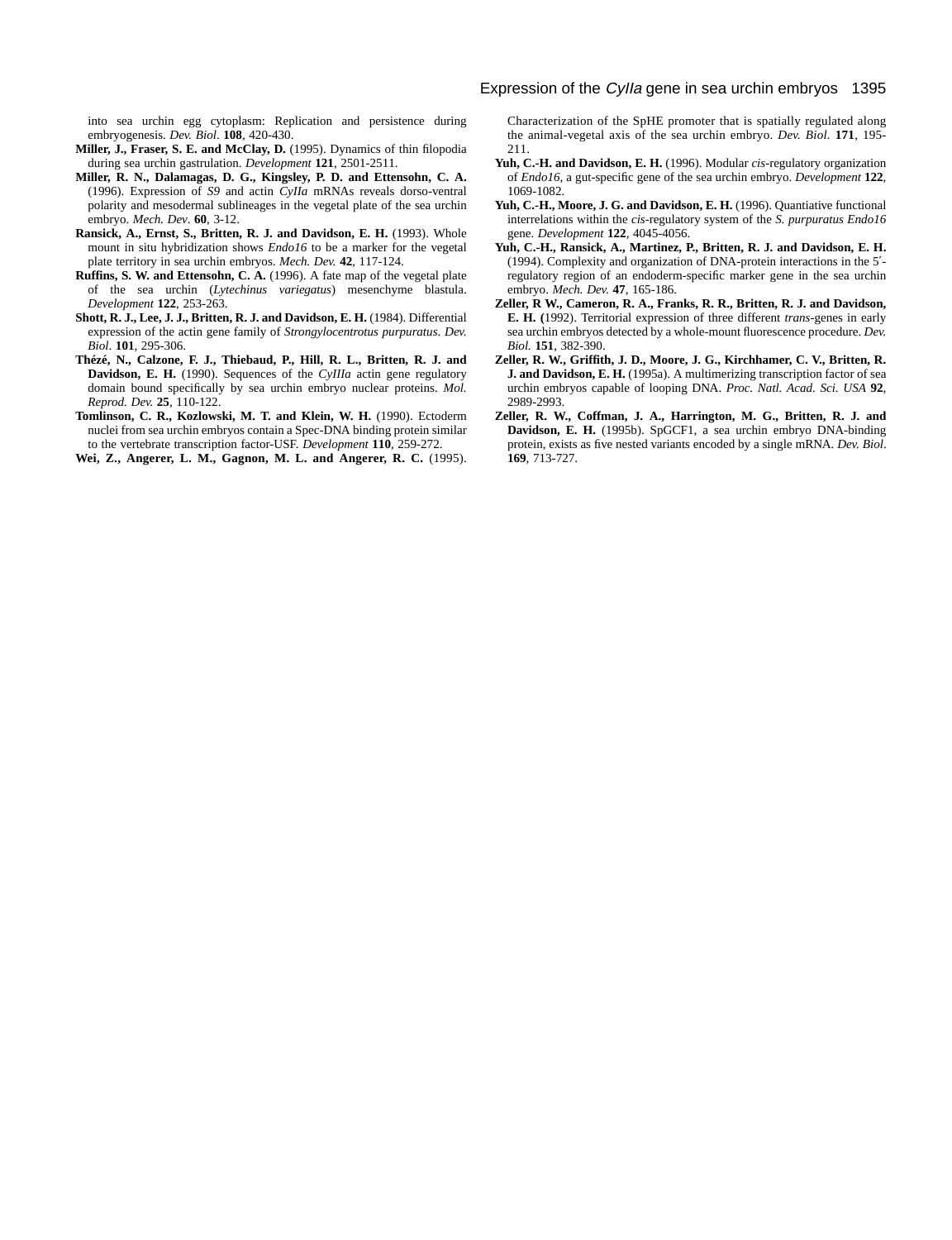into sea urchin egg cytoplasm: Replication and persistence during embryogenesis. *Dev. Biol*. **108**, 420-430.

**Miller, J., Fraser, S. E. and McClay, D.** (1995). Dynamics of thin filopodia during sea urchin gastrulation. *Development* **121**, 2501-2511.

**Miller, R. N., Dalamagas, D. G., Kingsley, P. D. and Ettensohn, C. A.** (1996). Expression of *S9* and actin *CyIIa* mRNAs reveals dorso-ventral polarity and mesodermal sublineages in the vegetal plate of the sea urchin embryo. *Mech. Dev*. **60**, 3-12.

**Ransick, A., Ernst, S., Britten, R. J. and Davidson, E. H.** (1993). Whole mount in situ hybridization shows *Endo16* to be a marker for the vegetal plate territory in sea urchin embryos. *Mech. Dev.* **42**, 117-124.

**Ruffins, S. W. and Ettensohn, C. A.** (1996). A fate map of the vegetal plate of the sea urchin (*Lytechinus variegatus*) mesenchyme blastula. *Development* **122**, 253-263.

**Shott, R. J., Lee, J. J., Britten, R. J. and Davidson, E. H.** (1984). Differential expression of the actin gene family of *Strongylocentrotus purpuratus*. *Dev. Biol*. **101**, 295-306.

**Thézé, N., Calzone, F. J., Thiebaud, P., Hill, R. L., Britten, R. J. and Davidson, E. H.** (1990). Sequences of the *CyIIIa* actin gene regulatory domain bound specifically by sea urchin embryo nuclear proteins. *Mol. Reprod. Dev.* **25**, 110-122.

**Tomlinson, C. R., Kozlowski, M. T. and Klein, W. H.** (1990). Ectoderm nuclei from sea urchin embryos contain a Spec-DNA binding protein similar to the vertebrate transcription factor-USF. *Development* **110**, 259-272.

**Wei, Z., Angerer, L. M., Gagnon, M. L. and Angerer, R. C.** (1995). Characterization of the SpHE promoter that is spatially regulated along the animal-vegetal axis of the sea urchin embryo. *Dev. Biol*. **171**, 195-211.

**Yuh, C.-H. and Davidson, E. H.** (1996). Modular *cis*-regulatory organization of *Endo16*, a gut-specific gene of the sea urchin embryo. *Development* **122**, 1069-1082.

**Yuh, C.-H., Moore, J. G. and Davidson, E. H.** (1996). Quantiative functional interrelations within the *cis*-regulatory system of the *S. purpuratus Endo16* gene. *Development* **122**, 4045-4056.

**Yuh, C.-H., Ransick, A., Martinez, P., Britten, R. J. and Davidson, E. H.** (1994). Complexity and organization of DNA-protein interactions in the 5′-regulatory region of an endoderm-specific marker gene in the sea urchin embryo. *Mech. Dev.* **47**, 165-186.

**Zeller, R W., Cameron, R. A., Franks, R. R., Britten, R. J. and Davidson, E. H. (**1992). Territorial expression of three different *trans*-genes in early sea urchin embryos detected by a whole-mount fluorescence procedure. *Dev. Biol.* **151**, 382-390.

**Zeller, R. W., Griffith, J. D., Moore, J. G., Kirchhamer, C. V., Britten, R. J. and Davidson, E. H.** (1995a). A multimerizing transcription factor of sea urchin embryos capable of looping DNA. *Proc. Natl. Acad. Sci. USA* **92**, 2989-2993.

**Zeller, R. W., Coffman, J. A., Harrington, M. G., Britten, R. J. and Davidson, E. H.** (1995b). SpGCF1, a sea urchin embryo DNA-binding protein, exists as five nested variants encoded by a single mRNA. *Dev. Biol*. **169**, 713-727.